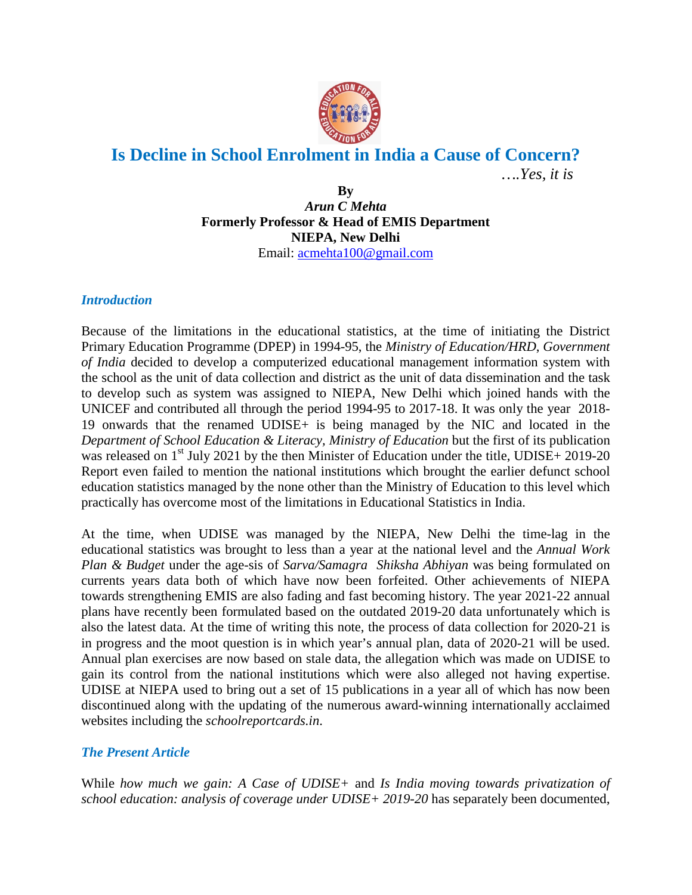# Is Decline in School Enrolment in India a Cause of Concern?

*….Yes, it is*

**By**

*Arun C Mehta*

**Formerly Professor & Head of EMIS Department**

**NIEPA, New Delhi**

Email: acmehta100@gmail.com

## *Introduction*

Because of the limitations in the educational statistics, at the time of initiating the District Primary Education Programme (DPEP) in 1994-95, the *Ministry of Education/HRD, Government of India* decided to develop a computerized educational management information system with the school as the unit of data collection and district as the unit of data dissemination and the task to develop such as system was assigned to NIEPA, New Delhi which joined hands with the UNICEF and contributed all through the period 1994-95 to 2017-18. It was only the year 2018-19 onwards that the renamed UDISE+ is being managed by the NIC and located in the *Department of School Education & Literacy, Ministry of Education* but the first of its publication was released on 1st July 2021 by the then Minister of Education under the title, UDISE+ 2019-20 Report even failed to mention the national institutions which brought the earlier defunct school education statistics managed by the none other than the Ministry of Education to this level which practically has overcome most of the limitations in Educational Statistics in India.

At the time, when UDISE was managed by the NIEPA, New Delhi the time-lag in the educational statistics was brought to less than a year at the national level and the *Annual Work Plan & Budget* under the age-sis of *Sarva/Samagra Shiksha Abhiyan* was being formulated on currents years data both of which have now been forfeited. Other achievements of NIEPA towards strengthening EMIS are also fading and fast becoming history. The year 2021-22 annual plans have recently been formulated based on the outdated 2019-20 data unfortunately which is also the latest data. At the time of writing this note, the process of data collection for 2020-21 is in progress and the moot question is in which year's annual plan, data of 2020-21 will be used. Annual plan exercises are now based on stale data, the allegation which was made on UDISE to gain its control from the national institutions which were also alleged not having expertise. UDISE at NIEPA used to bring out a set of 15 publications in a year all of which has now been discontinued along with the updating of the numerous award-winning internationally acclaimed websites including the *schoolreportcards.in*.

## *The Present Article*

While *how much we gain: A Case of UDISE+* and *Is India moving towards privatization of school education: analysis of coverage under UDISE+ 2019-20* has separately been documented,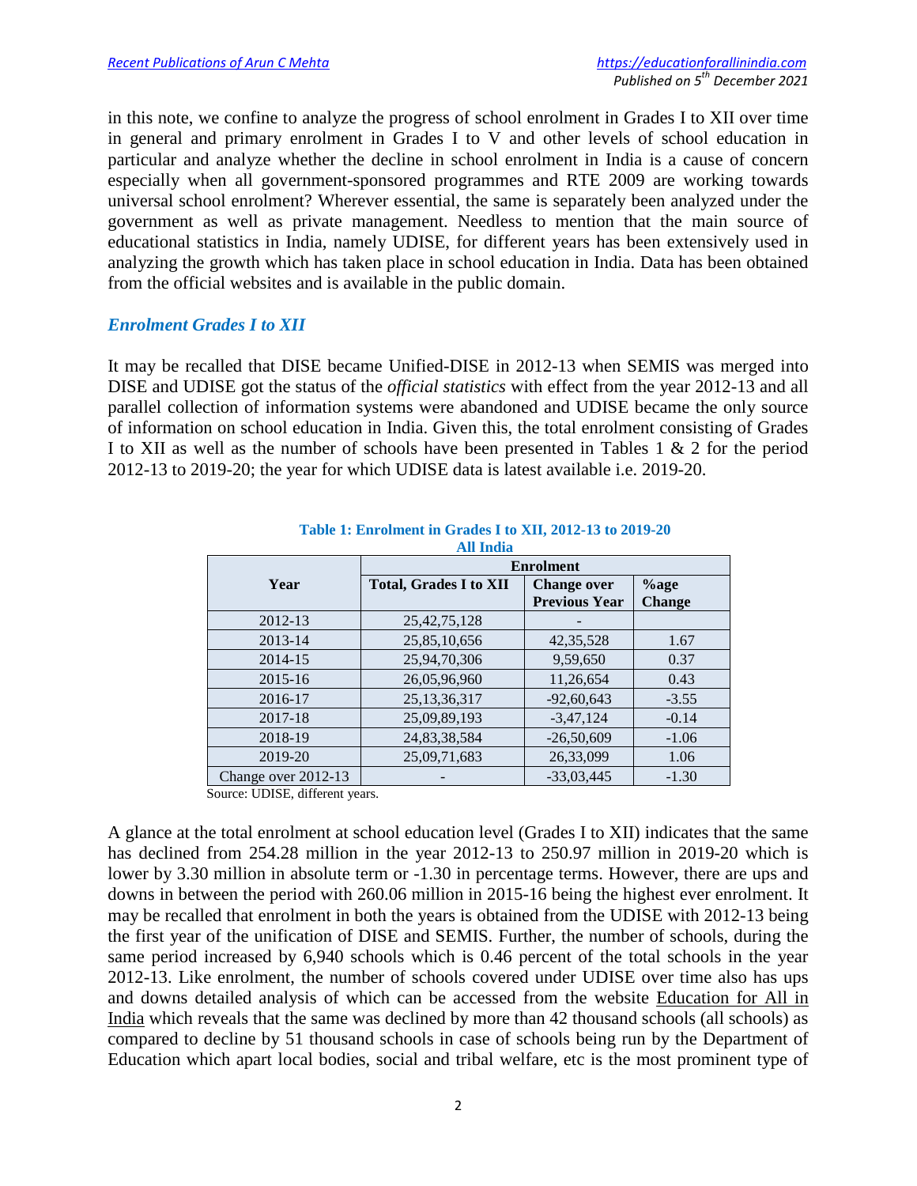in this note, we confine to analyze the progress of school enrolment in Grades I to XII over time in general and primary enrolment in Grades I to V and other levels of school education in particular and analyze whether the decline in school enrolment in India is a cause of concern especially when all government-sponsored programmes and RTE 2009 are working towards universal school enrolment? Wherever essential, the same is separately been analyzed under the government as well as private management. Needless to mention that the main source of educational statistics in India, namely UDISE, for different years has been extensively used in analyzing the growth which has taken place in school education in India. Data has been obtained from the official websites and is available in the public domain.

## *Enrolment Grades I to XII*

It may be recalled that DISE became Unified-DISE in 2012-13 when SEMIS was merged into DISE and UDISE got the status of the *official statistics* with effect from the year 2012-13 and all parallel collection of information systems were abandoned and UDISE became the only source of information on school education in India. Given this, the total enrolment consisting of Grades I to XII as well as the number of schools have been presented in Tables 1 & 2 for the period 2012-13 to 2019-20; the year for which UDISE data is latest available i.e. 2019-20.

**Table 1: Enrolment in Grades I to XII, 2012-13 to 2019-20**
**All India**

| Year | Enrolment | | |
|---|---|---|---|
| | **Total, Grades I to XII** | **Change over Previous Year** | **%age Change** |
| 2012-13 | 25,42,75,128 | - | |
| 2013-14 | 25,85,10,656 | 42,35,528 | 1.67 |
| 2014-15 | 25,94,70,306 | 9,59,650 | 0.37 |
| 2015-16 | 26,05,96,960 | 11,26,654 | 0.43 |
| 2016-17 | 25,13,36,317 | -92,60,643 | -3.55 |
| 2017-18 | 25,09,89,193 | -3,47,124 | -0.14 |
| 2018-19 | 24,83,38,584 | -26,50,609 | -1.06 |
| 2019-20 | 25,09,71,683 | 26,33,099 | 1.06 |
| Change over 2012-13 | - | -33,03,445 | -1.30 |

Source: UDISE, different years.

A glance at the total enrolment at school education level (Grades I to XII) indicates that the same has declined from 254.28 million in the year 2012-13 to 250.97 million in 2019-20 which is lower by 3.30 million in absolute term or -1.30 in percentage terms. However, there are ups and downs in between the period with 260.06 million in 2015-16 being the highest ever enrolment. It may be recalled that enrolment in both the years is obtained from the UDISE with 2012-13 being the first year of the unification of DISE and SEMIS. Further, the number of schools, during the same period increased by 6,940 schools which is 0.46 percent of the total schools in the year 2012-13. Like enrolment, the number of schools covered under UDISE over time also has ups and downs detailed analysis of which can be accessed from the website Education for All in India which reveals that the same was declined by more than 42 thousand schools (all schools) as compared to decline by 51 thousand schools in case of schools being run by the Department of Education which apart local bodies, social and tribal welfare, etc is the most prominent type of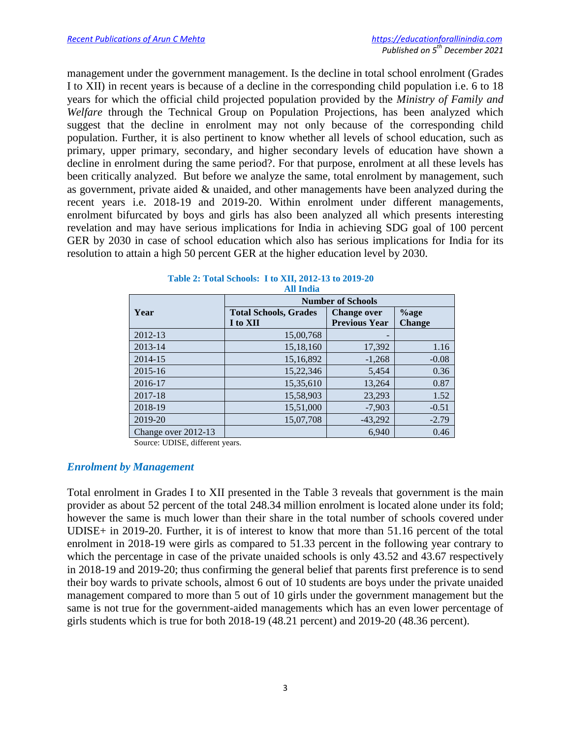management under the government management. Is the decline in total school enrolment (Grades I to XII) in recent years is because of a decline in the corresponding child population i.e. 6 to 18 years for which the official child projected population provided by the *Ministry of Family and Welfare* through the Technical Group on Population Projections, has been analyzed which suggest that the decline in enrolment may not only because of the corresponding child population. Further, it is also pertinent to know whether all levels of school education, such as primary, upper primary, secondary, and higher secondary levels of education have shown a decline in enrolment during the same period?. For that purpose, enrolment at all these levels has been critically analyzed. But before we analyze the same, total enrolment by management, such as government, private aided & unaided, and other managements have been analyzed during the recent years i.e. 2018-19 and 2019-20. Within enrolment under different managements, enrolment bifurcated by boys and girls has also been analyzed all which presents interesting revelation and may have serious implications for India in achieving SDG goal of 100 percent GER by 2030 in case of school education which also has serious implications for India for its resolution to attain a high 50 percent GER at the higher education level by 2030.

**Table 2: Total Schools: I to XII, 2012-13 to 2019-20**
**All India**

| Year | Number of Schools | | |
|---|---|---|---|
| | **Total Schools, Grades I to XII** | **Change over Previous Year** | **%age Change** |
| 2012-13 | 15,00,768 | - | |
| 2013-14 | 15,18,160 | 17,392 | 1.16 |
| 2014-15 | 15,16,892 | -1,268 | -0.08 |
| 2015-16 | 15,22,346 | 5,454 | 0.36 |
| 2016-17 | 15,35,610 | 13,264 | 0.87 |
| 2017-18 | 15,58,903 | 23,293 | 1.52 |
| 2018-19 | 15,51,000 | -7,903 | -0.51 |
| 2019-20 | 15,07,708 | -43,292 | -2.79 |
| Change over 2012-13 | | 6,940 | 0.46 |

Source: UDISE, different years.

### *Enrolment by Management*

Total enrolment in Grades I to XII presented in the Table 3 reveals that government is the main provider as about 52 percent of the total 248.34 million enrolment is located alone under its fold; however the same is much lower than their share in the total number of schools covered under UDISE+ in 2019-20. Further, it is of interest to know that more than 51.16 percent of the total enrolment in 2018-19 were girls as compared to 51.33 percent in the following year contrary to which the percentage in case of the private unaided schools is only 43.52 and 43.67 respectively in 2018-19 and 2019-20; thus confirming the general belief that parents first preference is to send their boy wards to private schools, almost 6 out of 10 students are boys under the private unaided management compared to more than 5 out of 10 girls under the government management but the same is not true for the government-aided managements which has an even lower percentage of girls students which is true for both 2018-19 (48.21 percent) and 2019-20 (48.36 percent).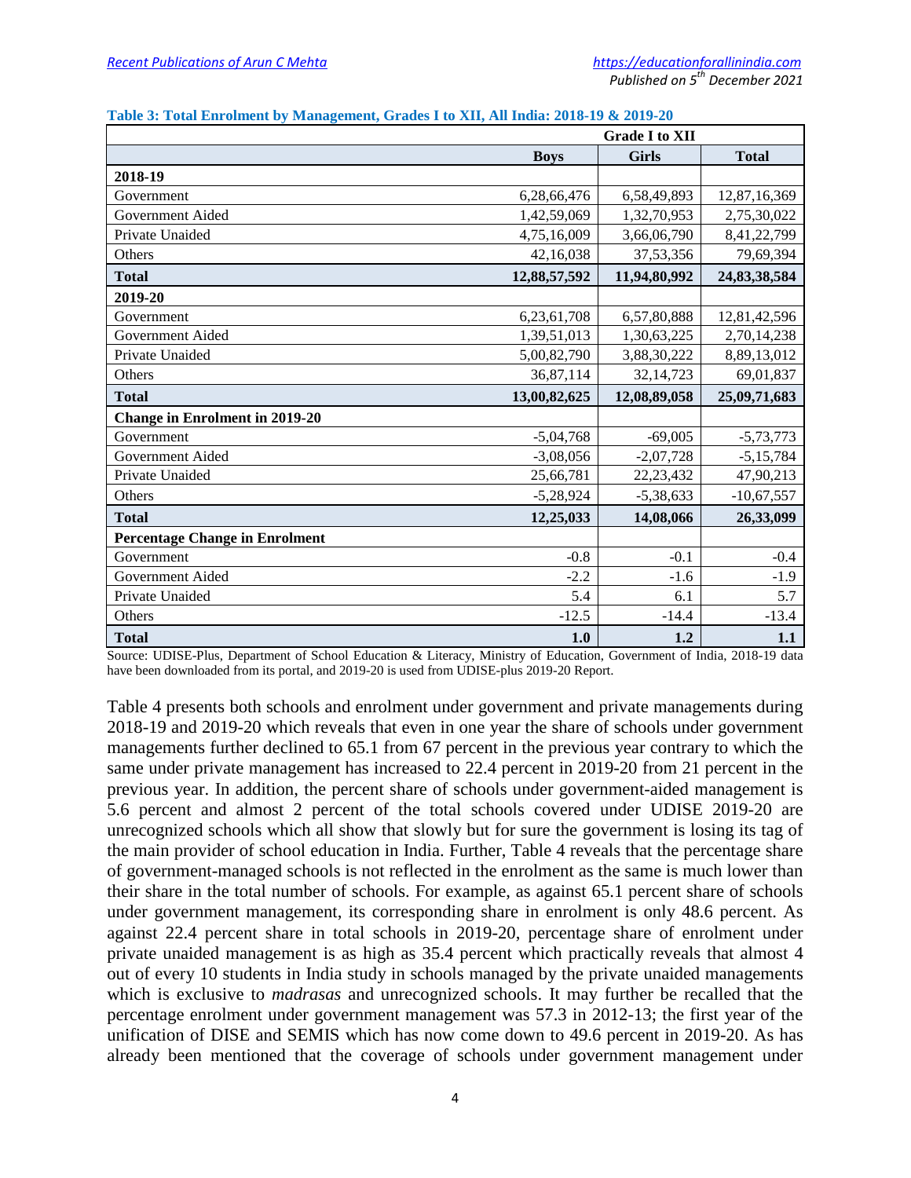**Table 3: Total Enrolment by Management, Grades I to XII, All India: 2018-19 & 2019-20**

| | Grade I to XII | | |
|---|---|---|---|
| | **Boys** | **Girls** | **Total** |
| **2018-19** | | | |
| Government | 6,28,66,476 | 6,58,49,893 | 12,87,16,369 |
| Government Aided | 1,42,59,069 | 1,32,70,953 | 2,75,30,022 |
| Private Unaided | 4,75,16,009 | 3,66,06,790 | 8,41,22,799 |
| Others | 42,16,038 | 37,53,356 | 79,69,394 |
| **Total** | **12,88,57,592** | **11,94,80,992** | **24,83,38,584** |
| **2019-20** | | | |
| Government | 6,23,61,708 | 6,57,80,888 | 12,81,42,596 |
| Government Aided | 1,39,51,013 | 1,30,63,225 | 2,70,14,238 |
| Private Unaided | 5,00,82,790 | 3,88,30,222 | 8,89,13,012 |
| Others | 36,87,114 | 32,14,723 | 69,01,837 |
| **Total** | **13,00,82,625** | **12,08,89,058** | **25,09,71,683** |
| **Change in Enrolment in 2019-20** | | | |
| Government | -5,04,768 | -69,005 | -5,73,773 |
| Government Aided | -3,08,056 | -2,07,728 | -5,15,784 |
| Private Unaided | 25,66,781 | 22,23,432 | 47,90,213 |
| Others | -5,28,924 | -5,38,633 | -10,67,557 |
| **Total** | **12,25,033** | **14,08,066** | **26,33,099** |
| **Percentage Change in Enrolment** | | | |
| Government | -0.8 | -0.1 | -0.4 |
| Government Aided | -2.2 | -1.6 | -1.9 |
| Private Unaided | 5.4 | 6.1 | 5.7 |
| Others | -12.5 | -14.4 | -13.4 |
| **Total** | **1.0** | **1.2** | **1.1** |

Source: UDISE-Plus, Department of School Education & Literacy, Ministry of Education, Government of India, 2018-19 data have been downloaded from its portal, and 2019-20 is used from UDISE-plus 2019-20 Report.

Table 4 presents both schools and enrolment under government and private managements during 2018-19 and 2019-20 which reveals that even in one year the share of schools under government managements further declined to 65.1 from 67 percent in the previous year contrary to which the same under private management has increased to 22.4 percent in 2019-20 from 21 percent in the previous year. In addition, the percent share of schools under government-aided management is 5.6 percent and almost 2 percent of the total schools covered under UDISE 2019-20 are unrecognized schools which all show that slowly but for sure the government is losing its tag of the main provider of school education in India. Further, Table 4 reveals that the percentage share of government-managed schools is not reflected in the enrolment as the same is much lower than their share in the total number of schools. For example, as against 65.1 percent share of schools under government management, its corresponding share in enrolment is only 48.6 percent. As against 22.4 percent share in total schools in 2019-20, percentage share of enrolment under private unaided management is as high as 35.4 percent which practically reveals that almost 4 out of every 10 students in India study in schools managed by the private unaided managements which is exclusive to *madrasas* and unrecognized schools. It may further be recalled that the percentage enrolment under government management was 57.3 in 2012-13; the first year of the unification of DISE and SEMIS which has now come down to 49.6 percent in 2019-20. As has already been mentioned that the coverage of schools under government management under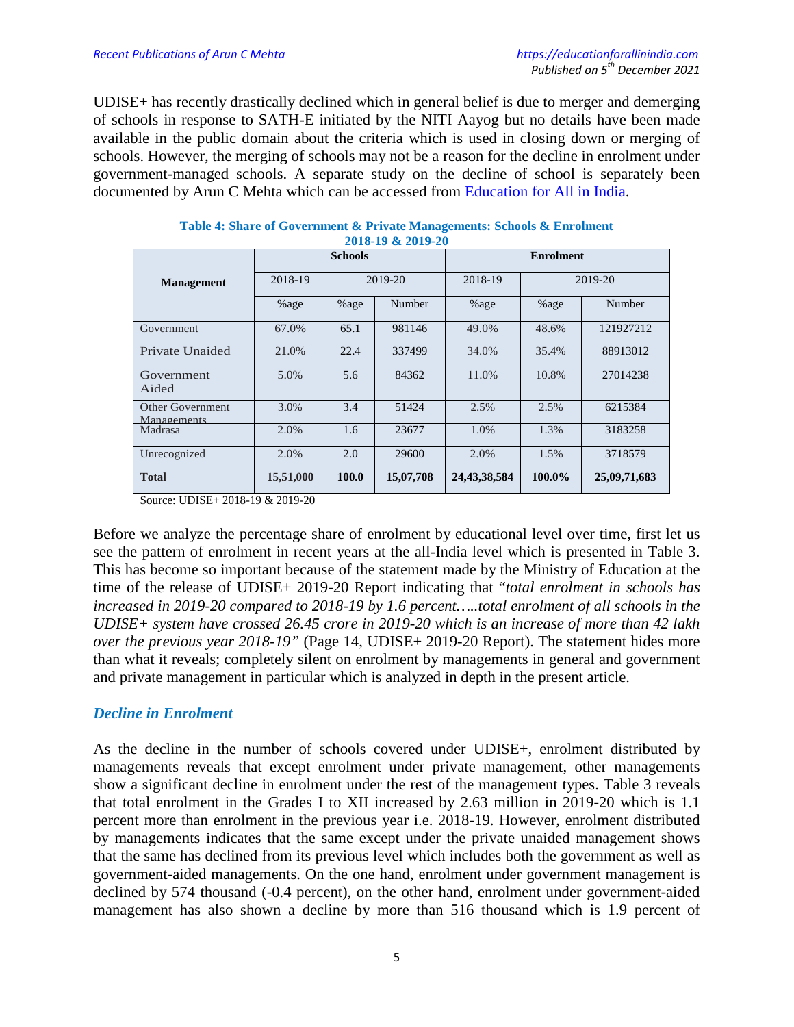UDISE+ has recently drastically declined which in general belief is due to merger and demerging of schools in response to SATH-E initiated by the NITI Aayog but no details have been made available in the public domain about the criteria which is used in closing down or merging of schools. However, the merging of schools may not be a reason for the decline in enrolment under government-managed schools. A separate study on the decline of school is separately been documented by Arun C Mehta which can be accessed from [Education for All in India](https://educationforallinindia.com).

**Table 4: Share of Government & Private Managements: Schools & Enrolment 2018-19 & 2019-20**

| Management | Schools | | | Enrolment | | |
|---|---|---|---|---|---|---|
| | 2018-19 | 2019-20 | | 2018-19 | 2019-20 | |
| | %age | %age | Number | %age | %age | Number |
| Government | 67.0% | 65.1 | 981146 | 49.0% | 48.6% | 121927212 |
| Private Unaided | 21.0% | 22.4 | 337499 | 34.0% | 35.4% | 88913012 |
| Government Aided | 5.0% | 5.6 | 84362 | 11.0% | 10.8% | 27014238 |
| Other Government Managements | 3.0% | 3.4 | 51424 | 2.5% | 2.5% | 6215384 |
| Madrasa | 2.0% | 1.6 | 23677 | 1.0% | 1.3% | 3183258 |
| Unrecognized | 2.0% | 2.0 | 29600 | 2.0% | 1.5% | 3718579 |
| **Total** | **15,51,000** | **100.0** | **15,07,708** | **24,43,38,584** | **100.0%** | **25,09,71,683** |

Source: UDISE+ 2018-19 & 2019-20

Before we analyze the percentage share of enrolment by educational level over time, first let us see the pattern of enrolment in recent years at the all-India level which is presented in Table 3. This has become so important because of the statement made by the Ministry of Education at the time of the release of UDISE+ 2019-20 Report indicating that "*total enrolment in schools has increased in 2019-20 compared to 2018-19 by 1.6 percent…..total enrolment of all schools in the UDISE+ system have crossed 26.45 crore in 2019-20 which is an increase of more than 42 lakh over the previous year 2018-19"* (Page 14, UDISE+ 2019-20 Report). The statement hides more than what it reveals; completely silent on enrolment by managements in general and government and private management in particular which is analyzed in depth in the present article.

### *Decline in Enrolment*

As the decline in the number of schools covered under UDISE+, enrolment distributed by managements reveals that except enrolment under private management, other managements show a significant decline in enrolment under the rest of the management types. Table 3 reveals that total enrolment in the Grades I to XII increased by 2.63 million in 2019-20 which is 1.1 percent more than enrolment in the previous year i.e. 2018-19. However, enrolment distributed by managements indicates that the same except under the private unaided management shows that the same has declined from its previous level which includes both the government as well as government-aided managements. On the one hand, enrolment under government management is declined by 574 thousand (-0.4 percent), on the other hand, enrolment under government-aided management has also shown a decline by more than 516 thousand which is 1.9 percent of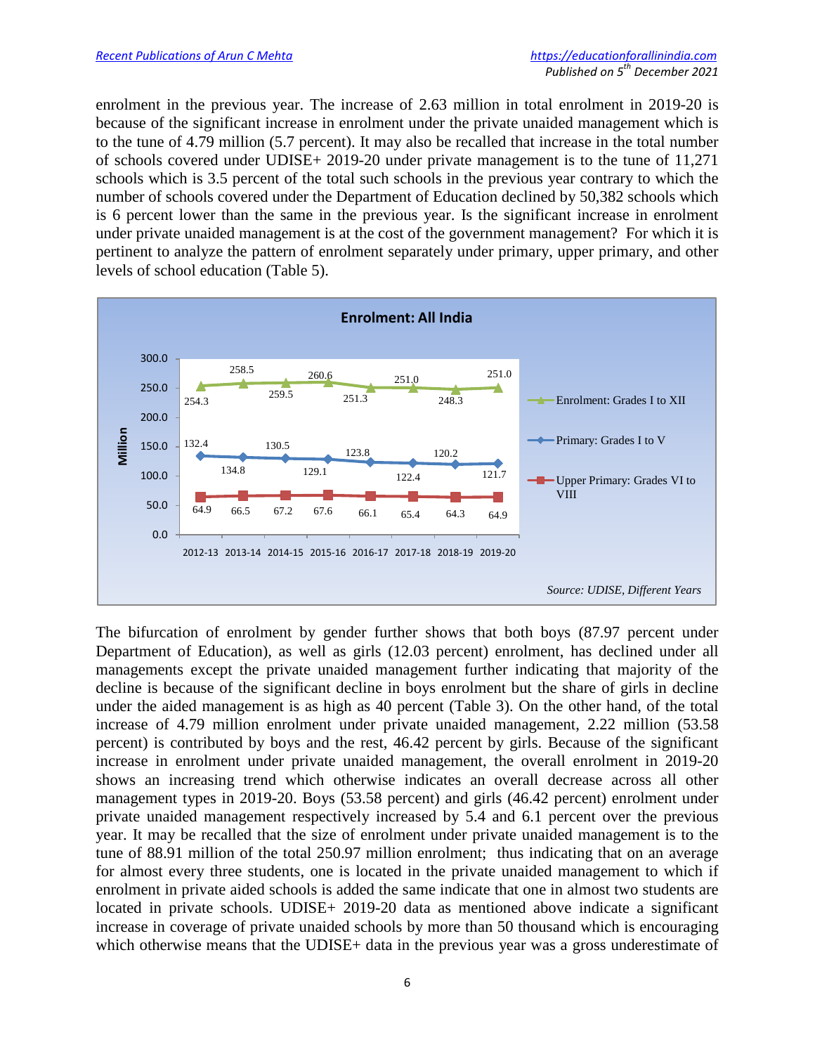enrolment in the previous year. The increase of 2.63 million in total enrolment in 2019-20 is because of the significant increase in enrolment under the private unaided management which is to the tune of 4.79 million (5.7 percent). It may also be recalled that increase in the total number of schools covered under UDISE+ 2019-20 under private management is to the tune of 11,271 schools which is 3.5 percent of the total such schools in the previous year contrary to which the number of schools covered under the Department of Education declined by 50,382 schools which is 6 percent lower than the same in the previous year. Is the significant increase in enrolment under private unaided management is at the cost of the government management? For which it is pertinent to analyze the pattern of enrolment separately under primary, upper primary, and other levels of school education (Table 5).

**Enrolment: All India**

| Year | Enrolment: Grades I to XII | Primary: Grades I to V | Upper Primary: Grades VI to VIII |
|---|---|---|---|
| 2012-13 | 254.3 | 132.4 | 64.9 |
| 2013-14 | 258.5 | 134.8 | 66.5 |
| 2014-15 | 259.5 | 130.5 | 67.2 |
| 2015-16 | 260.6 | 129.1 | 67.6 |
| 2016-17 | 251.3 | 123.8 | 66.1 |
| 2017-18 | 251.0 | 122.4 | 65.4 |
| 2018-19 | 248.3 | 120.2 | 64.3 |
| 2019-20 | 251.0 | 121.7 | 64.9 |

(Million)

*Source: UDISE, Different Years*

The bifurcation of enrolment by gender further shows that both boys (87.97 percent under Department of Education), as well as girls (12.03 percent) enrolment, has declined under all managements except the private unaided management further indicating that majority of the decline is because of the significant decline in boys enrolment but the share of girls in decline under the aided management is as high as 40 percent (Table 3). On the other hand, of the total increase of 4.79 million enrolment under private unaided management, 2.22 million (53.58 percent) is contributed by boys and the rest, 46.42 percent by girls. Because of the significant increase in enrolment under private unaided management, the overall enrolment in 2019-20 shows an increasing trend which otherwise indicates an overall decrease across all other management types in 2019-20. Boys (53.58 percent) and girls (46.42 percent) enrolment under private unaided management respectively increased by 5.4 and 6.1 percent over the previous year. It may be recalled that the size of enrolment under private unaided management is to the tune of 88.91 million of the total 250.97 million enrolment; thus indicating that on an average for almost every three students, one is located in the private unaided management to which if enrolment in private aided schools is added the same indicate that one in almost two students are located in private schools. UDISE+ 2019-20 data as mentioned above indicate a significant increase in coverage of private unaided schools by more than 50 thousand which is encouraging which otherwise means that the UDISE+ data in the previous year was a gross underestimate of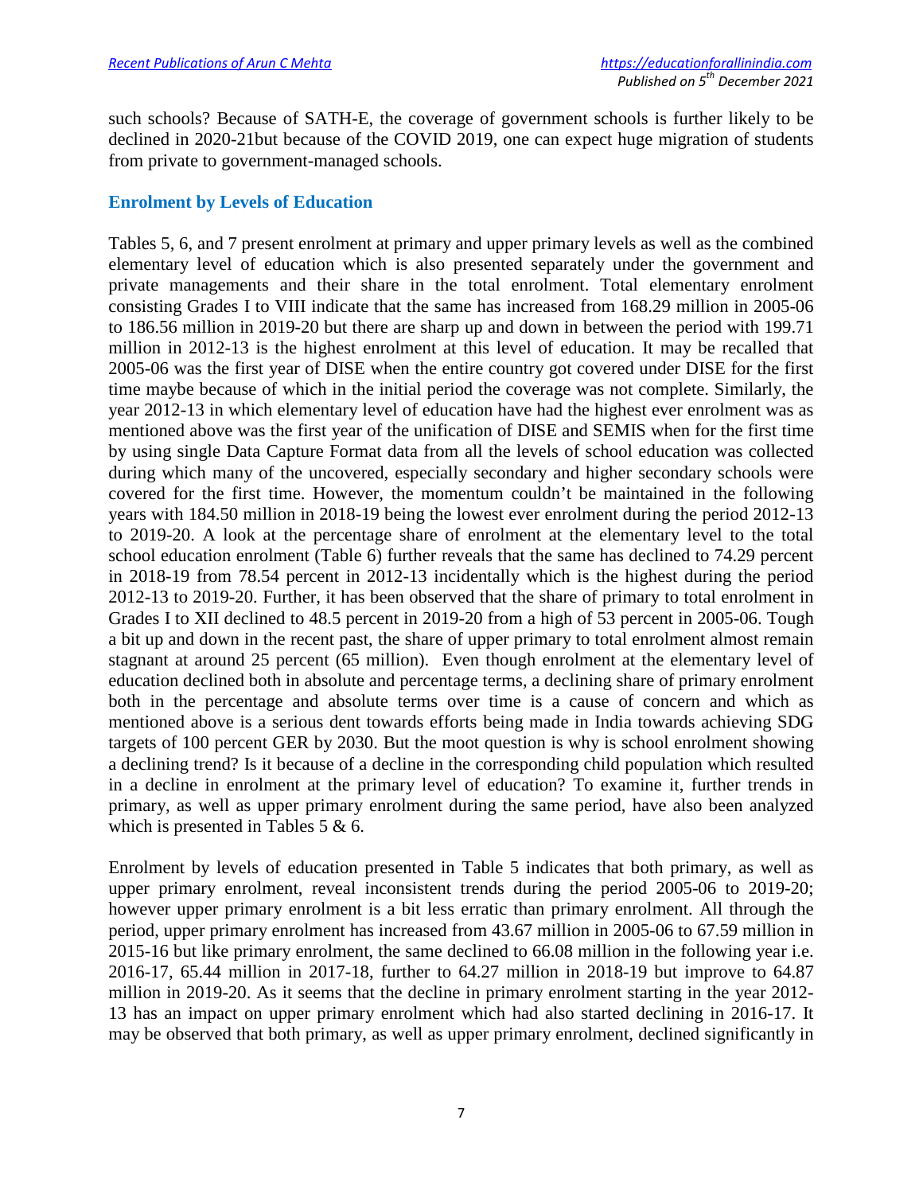such schools? Because of SATH-E, the coverage of government schools is further likely to be declined in 2020-21but because of the COVID 2019, one can expect huge migration of students from private to government-managed schools.

## Enrolment by Levels of Education

Tables 5, 6, and 7 present enrolment at primary and upper primary levels as well as the combined elementary level of education which is also presented separately under the government and private managements and their share in the total enrolment. Total elementary enrolment consisting Grades I to VIII indicate that the same has increased from 168.29 million in 2005-06 to 186.56 million in 2019-20 but there are sharp up and down in between the period with 199.71 million in 2012-13 is the highest enrolment at this level of education. It may be recalled that 2005-06 was the first year of DISE when the entire country got covered under DISE for the first time maybe because of which in the initial period the coverage was not complete. Similarly, the year 2012-13 in which elementary level of education have had the highest ever enrolment was as mentioned above was the first year of the unification of DISE and SEMIS when for the first time by using single Data Capture Format data from all the levels of school education was collected during which many of the uncovered, especially secondary and higher secondary schools were covered for the first time. However, the momentum couldn't be maintained in the following years with 184.50 million in 2018-19 being the lowest ever enrolment during the period 2012-13 to 2019-20. A look at the percentage share of enrolment at the elementary level to the total school education enrolment (Table 6) further reveals that the same has declined to 74.29 percent in 2018-19 from 78.54 percent in 2012-13 incidentally which is the highest during the period 2012-13 to 2019-20. Further, it has been observed that the share of primary to total enrolment in Grades I to XII declined to 48.5 percent in 2019-20 from a high of 53 percent in 2005-06. Tough a bit up and down in the recent past, the share of upper primary to total enrolment almost remain stagnant at around 25 percent (65 million). Even though enrolment at the elementary level of education declined both in absolute and percentage terms, a declining share of primary enrolment both in the percentage and absolute terms over time is a cause of concern and which as mentioned above is a serious dent towards efforts being made in India towards achieving SDG targets of 100 percent GER by 2030. But the moot question is why is school enrolment showing a declining trend? Is it because of a decline in the corresponding child population which resulted in a decline in enrolment at the primary level of education? To examine it, further trends in primary, as well as upper primary enrolment during the same period, have also been analyzed which is presented in Tables 5 & 6.

Enrolment by levels of education presented in Table 5 indicates that both primary, as well as upper primary enrolment, reveal inconsistent trends during the period 2005-06 to 2019-20; however upper primary enrolment is a bit less erratic than primary enrolment. All through the period, upper primary enrolment has increased from 43.67 million in 2005-06 to 67.59 million in 2015-16 but like primary enrolment, the same declined to 66.08 million in the following year i.e. 2016-17, 65.44 million in 2017-18, further to 64.27 million in 2018-19 but improve to 64.87 million in 2019-20. As it seems that the decline in primary enrolment starting in the year 2012-13 has an impact on upper primary enrolment which had also started declining in 2016-17. It may be observed that both primary, as well as upper primary enrolment, declined significantly in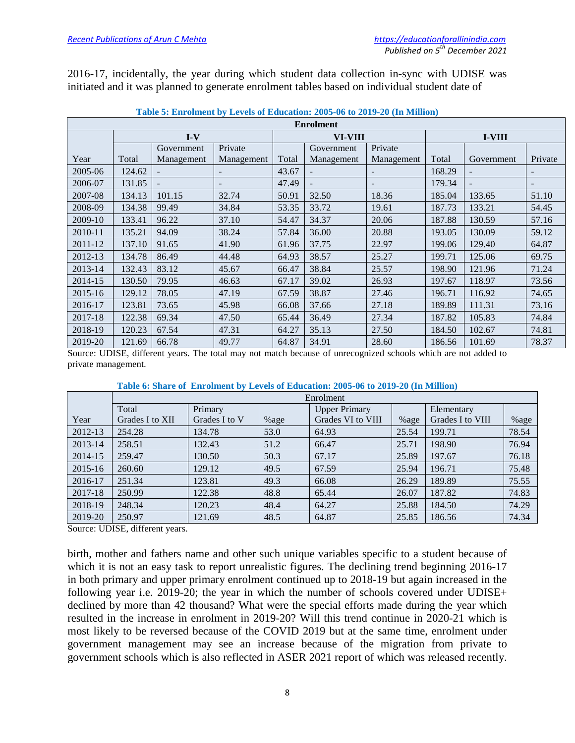2016-17, incidentally, the year during which student data collection in-sync with UDISE was initiated and it was planned to generate enrolment tables based on individual student date of

**Table 5: Enrolment by Levels of Education: 2005-06 to 2019-20 (In Million)**

| | Enrolment | | | | | | | | |
|---|---|---|---|---|---|---|---|---|---|
| | I-V | | | VI-VIII | | | I-VIII | | |
| Year | Total | Government Management | Private Management | Total | Government Management | Private Management | Total | Government | Private |
| 2005-06 | 124.62 | - | - | 43.67 | - | - | 168.29 | - | - |
| 2006-07 | 131.85 | - | - | 47.49 | - | - | 179.34 | - | - |
| 2007-08 | 134.13 | 101.15 | 32.74 | 50.91 | 32.50 | 18.36 | 185.04 | 133.65 | 51.10 |
| 2008-09 | 134.38 | 99.49 | 34.84 | 53.35 | 33.72 | 19.61 | 187.73 | 133.21 | 54.45 |
| 2009-10 | 133.41 | 96.22 | 37.10 | 54.47 | 34.37 | 20.06 | 187.88 | 130.59 | 57.16 |
| 2010-11 | 135.21 | 94.09 | 38.24 | 57.84 | 36.00 | 20.88 | 193.05 | 130.09 | 59.12 |
| 2011-12 | 137.10 | 91.65 | 41.90 | 61.96 | 37.75 | 22.97 | 199.06 | 129.40 | 64.87 |
| 2012-13 | 134.78 | 86.49 | 44.48 | 64.93 | 38.57 | 25.27 | 199.71 | 125.06 | 69.75 |
| 2013-14 | 132.43 | 83.12 | 45.67 | 66.47 | 38.84 | 25.57 | 198.90 | 121.96 | 71.24 |
| 2014-15 | 130.50 | 79.95 | 46.63 | 67.17 | 39.02 | 26.93 | 197.67 | 118.97 | 73.56 |
| 2015-16 | 129.12 | 78.05 | 47.19 | 67.59 | 38.87 | 27.46 | 196.71 | 116.92 | 74.65 |
| 2016-17 | 123.81 | 73.65 | 45.98 | 66.08 | 37.66 | 27.18 | 189.89 | 111.31 | 73.16 |
| 2017-18 | 122.38 | 69.34 | 47.50 | 65.44 | 36.49 | 27.34 | 187.82 | 105.83 | 74.84 |
| 2018-19 | 120.23 | 67.54 | 47.31 | 64.27 | 35.13 | 27.50 | 184.50 | 102.67 | 74.81 |
| 2019-20 | 121.69 | 66.78 | 49.77 | 64.87 | 34.91 | 28.60 | 186.56 | 101.69 | 78.37 |

Source: UDISE, different years. The total may not match because of unrecognized schools which are not added to private management.

**Table 6: Share of Enrolment by Levels of Education: 2005-06 to 2019-20 (In Million)**

| | Enrolment | | | | | | |
|---|---|---|---|---|---|---|---|
| Year | Total Grades I to XII | Primary Grades I to V | %age | Upper Primary Grades VI to VIII | %age | Elementary Grades I to VIII | %age |
| 2012-13 | 254.28 | 134.78 | 53.0 | 64.93 | 25.54 | 199.71 | 78.54 |
| 2013-14 | 258.51 | 132.43 | 51.2 | 66.47 | 25.71 | 198.90 | 76.94 |
| 2014-15 | 259.47 | 130.50 | 50.3 | 67.17 | 25.89 | 197.67 | 76.18 |
| 2015-16 | 260.60 | 129.12 | 49.5 | 67.59 | 25.94 | 196.71 | 75.48 |
| 2016-17 | 251.34 | 123.81 | 49.3 | 66.08 | 26.29 | 189.89 | 75.55 |
| 2017-18 | 250.99 | 122.38 | 48.8 | 65.44 | 26.07 | 187.82 | 74.83 |
| 2018-19 | 248.34 | 120.23 | 48.4 | 64.27 | 25.88 | 184.50 | 74.29 |
| 2019-20 | 250.97 | 121.69 | 48.5 | 64.87 | 25.85 | 186.56 | 74.34 |

Source: UDISE, different years.

birth, mother and fathers name and other such unique variables specific to a student because of which it is not an easy task to report unrealistic figures. The declining trend beginning 2016-17 in both primary and upper primary enrolment continued up to 2018-19 but again increased in the following year i.e. 2019-20; the year in which the number of schools covered under UDISE+ declined by more than 42 thousand? What were the special efforts made during the year which resulted in the increase in enrolment in 2019-20? Will this trend continue in 2020-21 which is most likely to be reversed because of the COVID 2019 but at the same time, enrolment under government management may see an increase because of the migration from private to government schools which is also reflected in ASER 2021 report of which was released recently.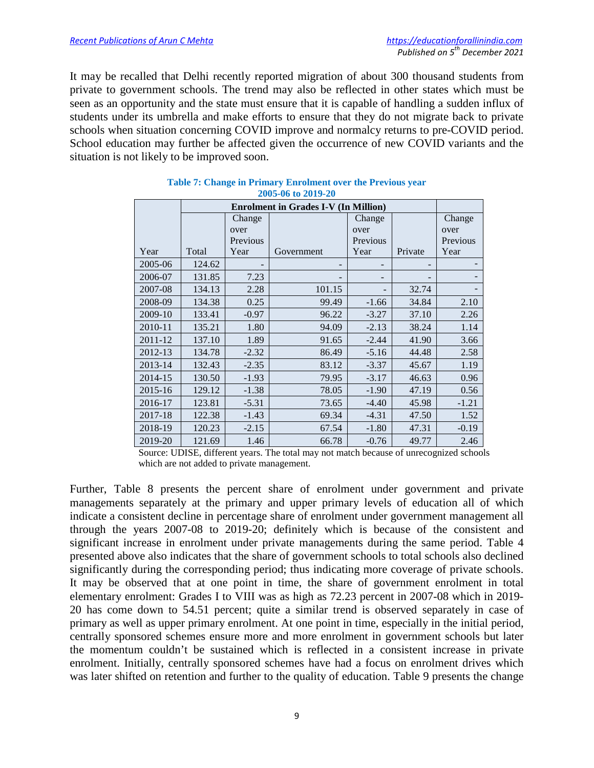It may be recalled that Delhi recently reported migration of about 300 thousand students from private to government schools. The trend may also be reflected in other states which must be seen as an opportunity and the state must ensure that it is capable of handling a sudden influx of students under its umbrella and make efforts to ensure that they do not migrate back to private schools when situation concerning COVID improve and normalcy returns to pre-COVID period. School education may further be affected given the occurrence of new COVID variants and the situation is not likely to be improved soon.

**Table 7: Change in Primary Enrolment over the Previous year 2005-06 to 2019-20**

| | Enrolment in Grades I-V (In Million) | | | | | |
|---|---|---|---|---|---|---|
| Year | Total | Change over Previous Year | Government | Change over Previous Year | Private | Change over Previous Year |
| 2005-06 | 124.62 | - | - | - | - | - |
| 2006-07 | 131.85 | 7.23 | - | - | - | - |
| 2007-08 | 134.13 | 2.28 | 101.15 | - | 32.74 | - |
| 2008-09 | 134.38 | 0.25 | 99.49 | -1.66 | 34.84 | 2.10 |
| 2009-10 | 133.41 | -0.97 | 96.22 | -3.27 | 37.10 | 2.26 |
| 2010-11 | 135.21 | 1.80 | 94.09 | -2.13 | 38.24 | 1.14 |
| 2011-12 | 137.10 | 1.89 | 91.65 | -2.44 | 41.90 | 3.66 |
| 2012-13 | 134.78 | -2.32 | 86.49 | -5.16 | 44.48 | 2.58 |
| 2013-14 | 132.43 | -2.35 | 83.12 | -3.37 | 45.67 | 1.19 |
| 2014-15 | 130.50 | -1.93 | 79.95 | -3.17 | 46.63 | 0.96 |
| 2015-16 | 129.12 | -1.38 | 78.05 | -1.90 | 47.19 | 0.56 |
| 2016-17 | 123.81 | -5.31 | 73.65 | -4.40 | 45.98 | -1.21 |
| 2017-18 | 122.38 | -1.43 | 69.34 | -4.31 | 47.50 | 1.52 |
| 2018-19 | 120.23 | -2.15 | 67.54 | -1.80 | 47.31 | -0.19 |
| 2019-20 | 121.69 | 1.46 | 66.78 | -0.76 | 49.77 | 2.46 |

Source: UDISE, different years. The total may not match because of unrecognized schools which are not added to private management.

Further, Table 8 presents the percent share of enrolment under government and private managements separately at the primary and upper primary levels of education all of which indicate a consistent decline in percentage share of enrolment under government management all through the years 2007-08 to 2019-20; definitely which is because of the consistent and significant increase in enrolment under private managements during the same period. Table 4 presented above also indicates that the share of government schools to total schools also declined significantly during the corresponding period; thus indicating more coverage of private schools. It may be observed that at one point in time, the share of government enrolment in total elementary enrolment: Grades I to VIII was as high as 72.23 percent in 2007-08 which in 2019-20 has come down to 54.51 percent; quite a similar trend is observed separately in case of primary as well as upper primary enrolment. At one point in time, especially in the initial period, centrally sponsored schemes ensure more and more enrolment in government schools but later the momentum couldn't be sustained which is reflected in a consistent increase in private enrolment. Initially, centrally sponsored schemes have had a focus on enrolment drives which was later shifted on retention and further to the quality of education. Table 9 presents the change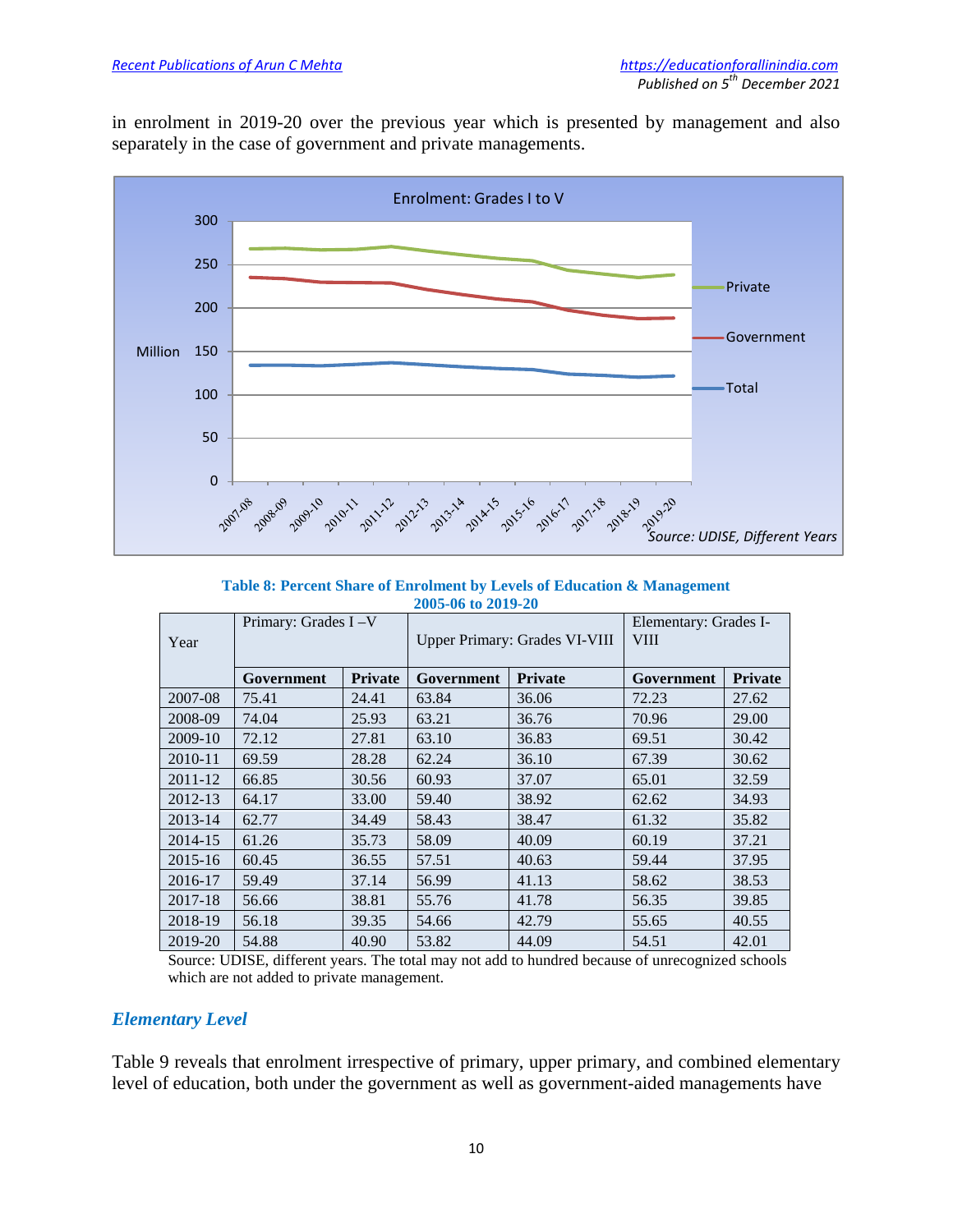in enrolment in 2019-20 over the previous year which is presented by management and also separately in the case of government and private managements.

**Table 8: Percent Share of Enrolment by Levels of Education & Management 2005-06 to 2019-20**

| Year | Primary: Grades I –V | | Upper Primary: Grades VI-VIII | | Elementary: Grades I-VIII | |
|---|---|---|---|---|---|---|
| | **Government** | **Private** | **Government** | **Private** | **Government** | **Private** |
| 2007-08 | 75.41 | 24.41 | 63.84 | 36.06 | 72.23 | 27.62 |
| 2008-09 | 74.04 | 25.93 | 63.21 | 36.76 | 70.96 | 29.00 |
| 2009-10 | 72.12 | 27.81 | 63.10 | 36.83 | 69.51 | 30.42 |
| 2010-11 | 69.59 | 28.28 | 62.24 | 36.10 | 67.39 | 30.62 |
| 2011-12 | 66.85 | 30.56 | 60.93 | 37.07 | 65.01 | 32.59 |
| 2012-13 | 64.17 | 33.00 | 59.40 | 38.92 | 62.62 | 34.93 |
| 2013-14 | 62.77 | 34.49 | 58.43 | 38.47 | 61.32 | 35.82 |
| 2014-15 | 61.26 | 35.73 | 58.09 | 40.09 | 60.19 | 37.21 |
| 2015-16 | 60.45 | 36.55 | 57.51 | 40.63 | 59.44 | 37.95 |
| 2016-17 | 59.49 | 37.14 | 56.99 | 41.13 | 58.62 | 38.53 |
| 2017-18 | 56.66 | 38.81 | 55.76 | 41.78 | 56.35 | 39.85 |
| 2018-19 | 56.18 | 39.35 | 54.66 | 42.79 | 55.65 | 40.55 |
| 2019-20 | 54.88 | 40.90 | 53.82 | 44.09 | 54.51 | 42.01 |

Source: UDISE, different years. The total may not add to hundred because of unrecognized schools which are not added to private management.

### *Elementary Level*

Table 9 reveals that enrolment irrespective of primary, upper primary, and combined elementary level of education, both under the government as well as government-aided managements have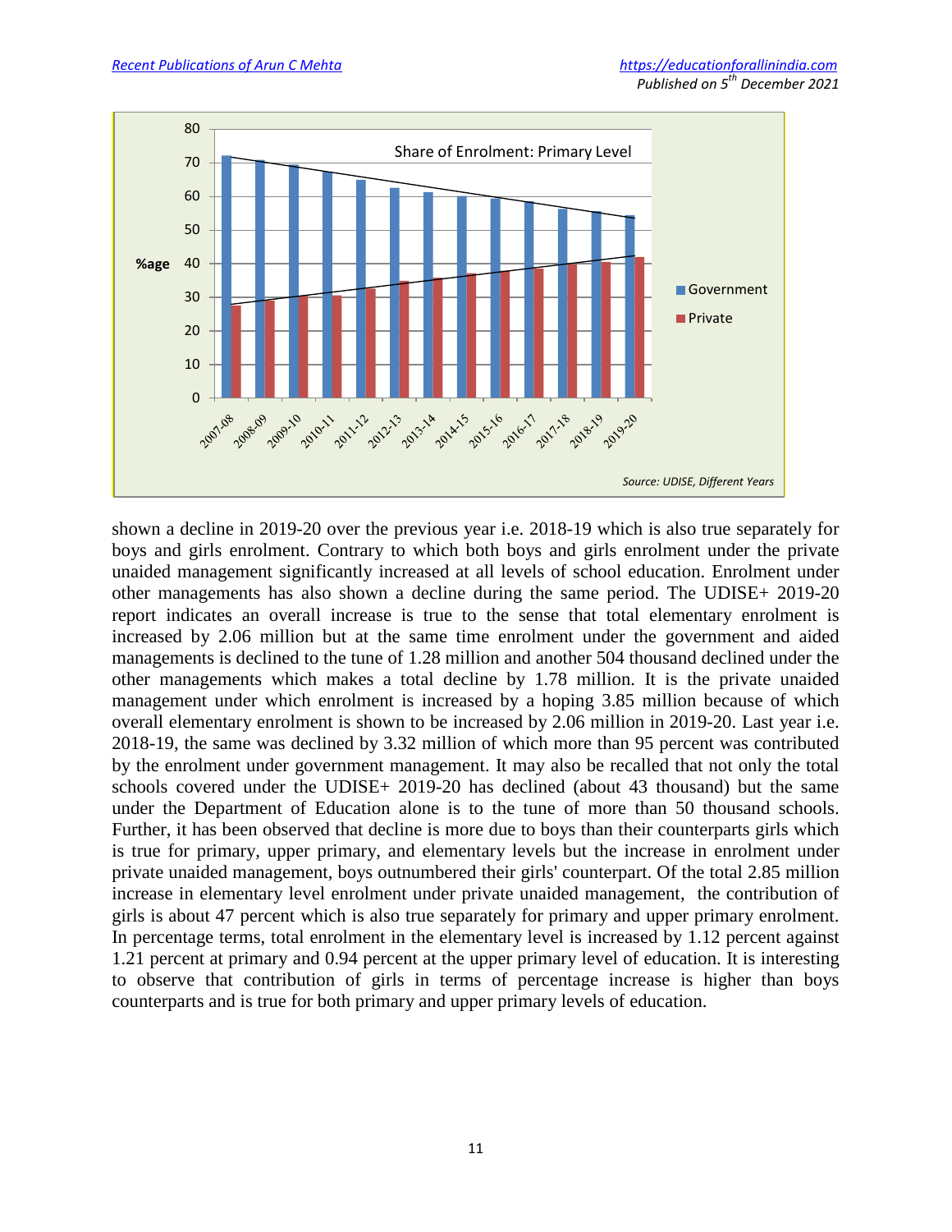Share of Enrolment: Primary Level

*Source: UDISE, Different Years*

shown a decline in 2019-20 over the previous year i.e. 2018-19 which is also true separately for boys and girls enrolment. Contrary to which both boys and girls enrolment under the private unaided management significantly increased at all levels of school education. Enrolment under other managements has also shown a decline during the same period. The UDISE+ 2019-20 report indicates an overall increase is true to the sense that total elementary enrolment is increased by 2.06 million but at the same time enrolment under the government and aided managements is declined to the tune of 1.28 million and another 504 thousand declined under the other managements which makes a total decline by 1.78 million. It is the private unaided management under which enrolment is increased by a hoping 3.85 million because of which overall elementary enrolment is shown to be increased by 2.06 million in 2019-20. Last year i.e. 2018-19, the same was declined by 3.32 million of which more than 95 percent was contributed by the enrolment under government management. It may also be recalled that not only the total schools covered under the UDISE+ 2019-20 has declined (about 43 thousand) but the same under the Department of Education alone is to the tune of more than 50 thousand schools. Further, it has been observed that decline is more due to boys than their counterparts girls which is true for primary, upper primary, and elementary levels but the increase in enrolment under private unaided management, boys outnumbered their girls' counterpart. Of the total 2.85 million increase in elementary level enrolment under private unaided management, the contribution of girls is about 47 percent which is also true separately for primary and upper primary enrolment. In percentage terms, total enrolment in the elementary level is increased by 1.12 percent against 1.21 percent at primary and 0.94 percent at the upper primary level of education. It is interesting to observe that contribution of girls in terms of percentage increase is higher than boys counterparts and is true for both primary and upper primary levels of education.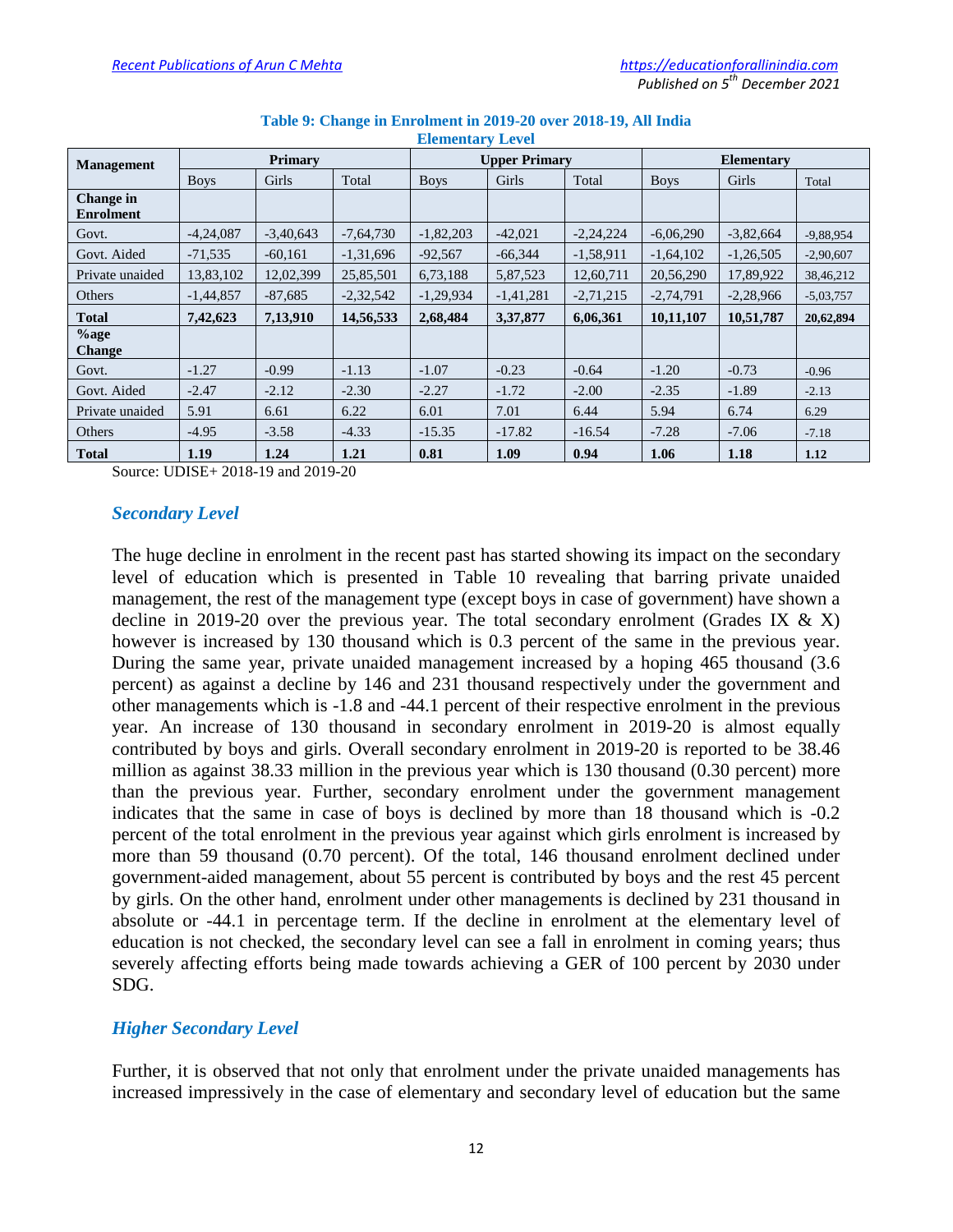**Table 9: Change in Enrolment in 2019-20 over 2018-19, All India Elementary Level**

| Management | Primary | | | Upper Primary | | | Elementary | | |
|---|---|---|---|---|---|---|---|---|---|
| | Boys | Girls | Total | Boys | Girls | Total | Boys | Girls | Total |
| **Change in Enrolment** | | | | | | | | | |
| Govt. | -4,24,087 | -3,40,643 | -7,64,730 | -1,82,203 | -42,021 | -2,24,224 | -6,06,290 | -3,82,664 | -9,88,954 |
| Govt. Aided | -71,535 | -60,161 | -1,31,696 | -92,567 | -66,344 | -1,58,911 | -1,64,102 | -1,26,505 | -2,90,607 |
| Private unaided | 13,83,102 | 12,02,399 | 25,85,501 | 6,73,188 | 5,87,523 | 12,60,711 | 20,56,290 | 17,89,922 | 38,46,212 |
| Others | -1,44,857 | -87,685 | -2,32,542 | -1,29,934 | -1,41,281 | -2,71,215 | -2,74,791 | -2,28,966 | -5,03,757 |
| **Total** | **7,42,623** | **7,13,910** | **14,56,533** | **2,68,484** | **3,37,877** | **6,06,361** | **10,11,107** | **10,51,787** | **20,62,894** |
| **%age Change** | | | | | | | | | |
| Govt. | -1.27 | -0.99 | -1.13 | -1.07 | -0.23 | -0.64 | -1.20 | -0.73 | -0.96 |
| Govt. Aided | -2.47 | -2.12 | -2.30 | -2.27 | -1.72 | -2.00 | -2.35 | -1.89 | -2.13 |
| Private unaided | 5.91 | 6.61 | 6.22 | 6.01 | 7.01 | 6.44 | 5.94 | 6.74 | 6.29 |
| Others | -4.95 | -3.58 | -4.33 | -15.35 | -17.82 | -16.54 | -7.28 | -7.06 | -7.18 |
| **Total** | **1.19** | **1.24** | **1.21** | **0.81** | **1.09** | **0.94** | **1.06** | **1.18** | **1.12** |

Source: UDISE+ 2018-19 and 2019-20

## *Secondary Level*

The huge decline in enrolment in the recent past has started showing its impact on the secondary level of education which is presented in Table 10 revealing that barring private unaided management, the rest of the management type (except boys in case of government) have shown a decline in 2019-20 over the previous year. The total secondary enrolment (Grades IX & X) however is increased by 130 thousand which is 0.3 percent of the same in the previous year. During the same year, private unaided management increased by a hoping 465 thousand (3.6 percent) as against a decline by 146 and 231 thousand respectively under the government and other managements which is -1.8 and -44.1 percent of their respective enrolment in the previous year. An increase of 130 thousand in secondary enrolment in 2019-20 is almost equally contributed by boys and girls. Overall secondary enrolment in 2019-20 is reported to be 38.46 million as against 38.33 million in the previous year which is 130 thousand (0.30 percent) more than the previous year. Further, secondary enrolment under the government management indicates that the same in case of boys is declined by more than 18 thousand which is -0.2 percent of the total enrolment in the previous year against which girls enrolment is increased by more than 59 thousand (0.70 percent). Of the total, 146 thousand enrolment declined under government-aided management, about 55 percent is contributed by boys and the rest 45 percent by girls. On the other hand, enrolment under other managements is declined by 231 thousand in absolute or -44.1 in percentage term. If the decline in enrolment at the elementary level of education is not checked, the secondary level can see a fall in enrolment in coming years; thus severely affecting efforts being made towards achieving a GER of 100 percent by 2030 under SDG.

## *Higher Secondary Level*

Further, it is observed that not only that enrolment under the private unaided managements has increased impressively in the case of elementary and secondary level of education but the same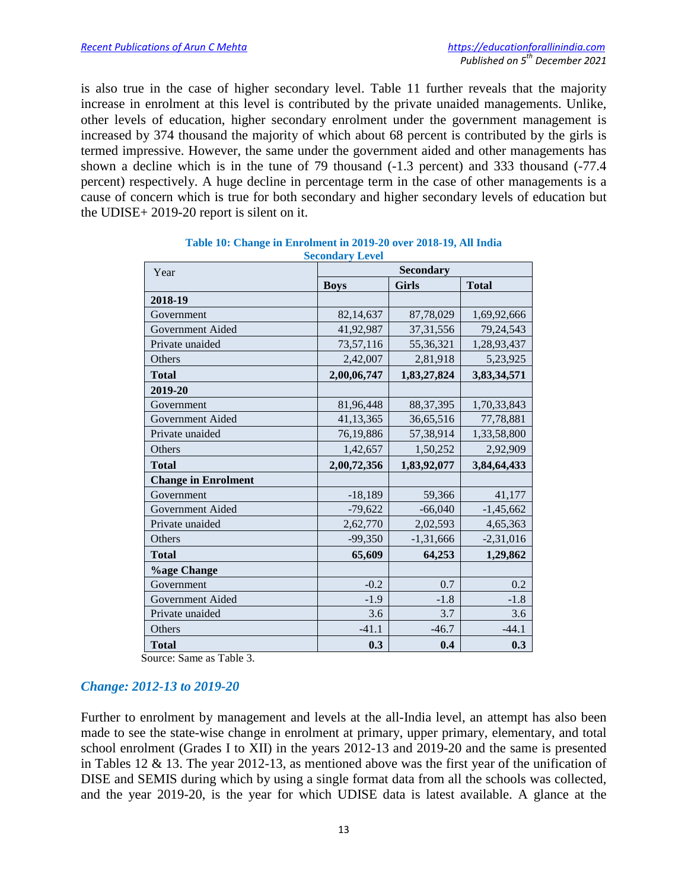is also true in the case of higher secondary level. Table 11 further reveals that the majority increase in enrolment at this level is contributed by the private unaided managements. Unlike, other levels of education, higher secondary enrolment under the government management is increased by 374 thousand the majority of which about 68 percent is contributed by the girls is termed impressive. However, the same under the government aided and other managements has shown a decline which is in the tune of 79 thousand (-1.3 percent) and 333 thousand (-77.4 percent) respectively. A huge decline in percentage term in the case of other managements is a cause of concern which is true for both secondary and higher secondary levels of education but the UDISE+ 2019-20 report is silent on it.

**Table 10: Change in Enrolment in 2019-20 over 2018-19, All India Secondary Level**

| Year | Secondary | | |
|---|---|---|---|
| | **Boys** | **Girls** | **Total** |
| **2018-19** | | | |
| Government | 82,14,637 | 87,78,029 | 1,69,92,666 |
| Government Aided | 41,92,987 | 37,31,556 | 79,24,543 |
| Private unaided | 73,57,116 | 55,36,321 | 1,28,93,437 |
| Others | 2,42,007 | 2,81,918 | 5,23,925 |
| **Total** | **2,00,06,747** | **1,83,27,824** | **3,83,34,571** |
| **2019-20** | | | |
| Government | 81,96,448 | 88,37,395 | 1,70,33,843 |
| Government Aided | 41,13,365 | 36,65,516 | 77,78,881 |
| Private unaided | 76,19,886 | 57,38,914 | 1,33,58,800 |
| Others | 1,42,657 | 1,50,252 | 2,92,909 |
| **Total** | **2,00,72,356** | **1,83,92,077** | **3,84,64,433** |
| **Change in Enrolment** | | | |
| Government | -18,189 | 59,366 | 41,177 |
| Government Aided | -79,622 | -66,040 | -1,45,662 |
| Private unaided | 2,62,770 | 2,02,593 | 4,65,363 |
| Others | -99,350 | -1,31,666 | -2,31,016 |
| **Total** | **65,609** | **64,253** | **1,29,862** |
| **%age Change** | | | |
| Government | -0.2 | 0.7 | 0.2 |
| Government Aided | -1.9 | -1.8 | -1.8 |
| Private unaided | 3.6 | 3.7 | 3.6 |
| Others | -41.1 | -46.7 | -44.1 |
| **Total** | **0.3** | **0.4** | **0.3** |

Source: Same as Table 3.

### *Change: 2012-13 to 2019-20*

Further to enrolment by management and levels at the all-India level, an attempt has also been made to see the state-wise change in enrolment at primary, upper primary, elementary, and total school enrolment (Grades I to XII) in the years 2012-13 and 2019-20 and the same is presented in Tables 12 & 13. The year 2012-13, as mentioned above was the first year of the unification of DISE and SEMIS during which by using a single format data from all the schools was collected, and the year 2019-20, is the year for which UDISE data is latest available. A glance at the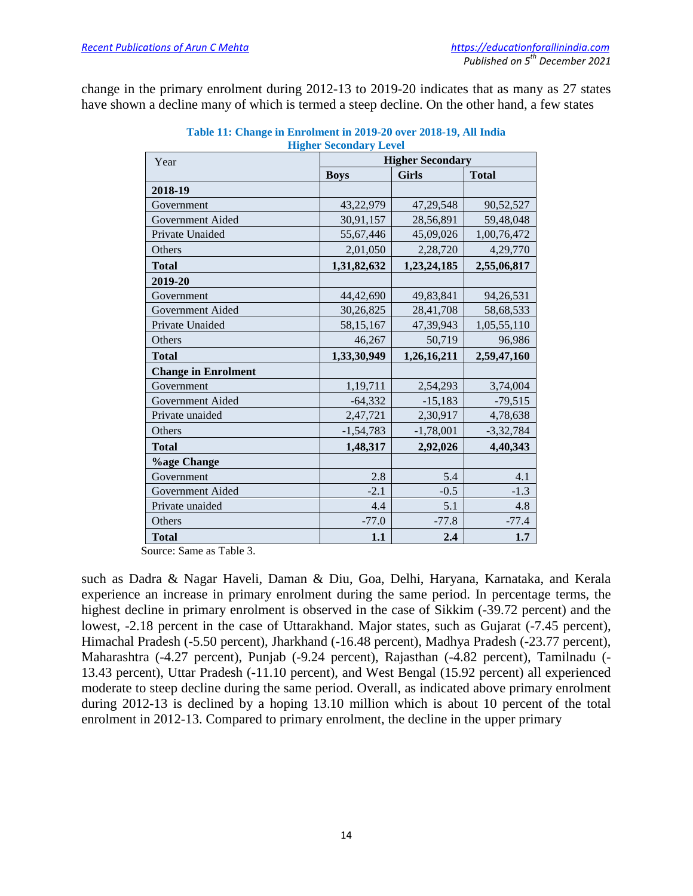change in the primary enrolment during 2012-13 to 2019-20 indicates that as many as 27 states have shown a decline many of which is termed a steep decline. On the other hand, a few states

**Table 11: Change in Enrolment in 2019-20 over 2018-19, All India Higher Secondary Level**

| Year | Higher Secondary | | |
|---|---|---|---|
| | **Boys** | **Girls** | **Total** |
| **2018-19** | | | |
| Government | 43,22,979 | 47,29,548 | 90,52,527 |
| Government Aided | 30,91,157 | 28,56,891 | 59,48,048 |
| Private Unaided | 55,67,446 | 45,09,026 | 1,00,76,472 |
| Others | 2,01,050 | 2,28,720 | 4,29,770 |
| **Total** | **1,31,82,632** | **1,23,24,185** | **2,55,06,817** |
| **2019-20** | | | |
| Government | 44,42,690 | 49,83,841 | 94,26,531 |
| Government Aided | 30,26,825 | 28,41,708 | 58,68,533 |
| Private Unaided | 58,15,167 | 47,39,943 | 1,05,55,110 |
| Others | 46,267 | 50,719 | 96,986 |
| **Total** | **1,33,30,949** | **1,26,16,211** | **2,59,47,160** |
| **Change in Enrolment** | | | |
| Government | 1,19,711 | 2,54,293 | 3,74,004 |
| Government Aided | -64,332 | -15,183 | -79,515 |
| Private unaided | 2,47,721 | 2,30,917 | 4,78,638 |
| Others | -1,54,783 | -1,78,001 | -3,32,784 |
| **Total** | **1,48,317** | **2,92,026** | **4,40,343** |
| **%age Change** | | | |
| Government | 2.8 | 5.4 | 4.1 |
| Government Aided | -2.1 | -0.5 | -1.3 |
| Private unaided | 4.4 | 5.1 | 4.8 |
| Others | -77.0 | -77.8 | -77.4 |
| **Total** | **1.1** | **2.4** | **1.7** |

Source: Same as Table 3.

such as Dadra & Nagar Haveli, Daman & Diu, Goa, Delhi, Haryana, Karnataka, and Kerala experience an increase in primary enrolment during the same period. In percentage terms, the highest decline in primary enrolment is observed in the case of Sikkim (-39.72 percent) and the lowest, -2.18 percent in the case of Uttarakhand. Major states, such as Gujarat (-7.45 percent), Himachal Pradesh (-5.50 percent), Jharkhand (-16.48 percent), Madhya Pradesh (-23.77 percent), Maharashtra (-4.27 percent), Punjab (-9.24 percent), Rajasthan (-4.82 percent), Tamilnadu (-13.43 percent), Uttar Pradesh (-11.10 percent), and West Bengal (15.92 percent) all experienced moderate to steep decline during the same period. Overall, as indicated above primary enrolment during 2012-13 is declined by a hoping 13.10 million which is about 10 percent of the total enrolment in 2012-13. Compared to primary enrolment, the decline in the upper primary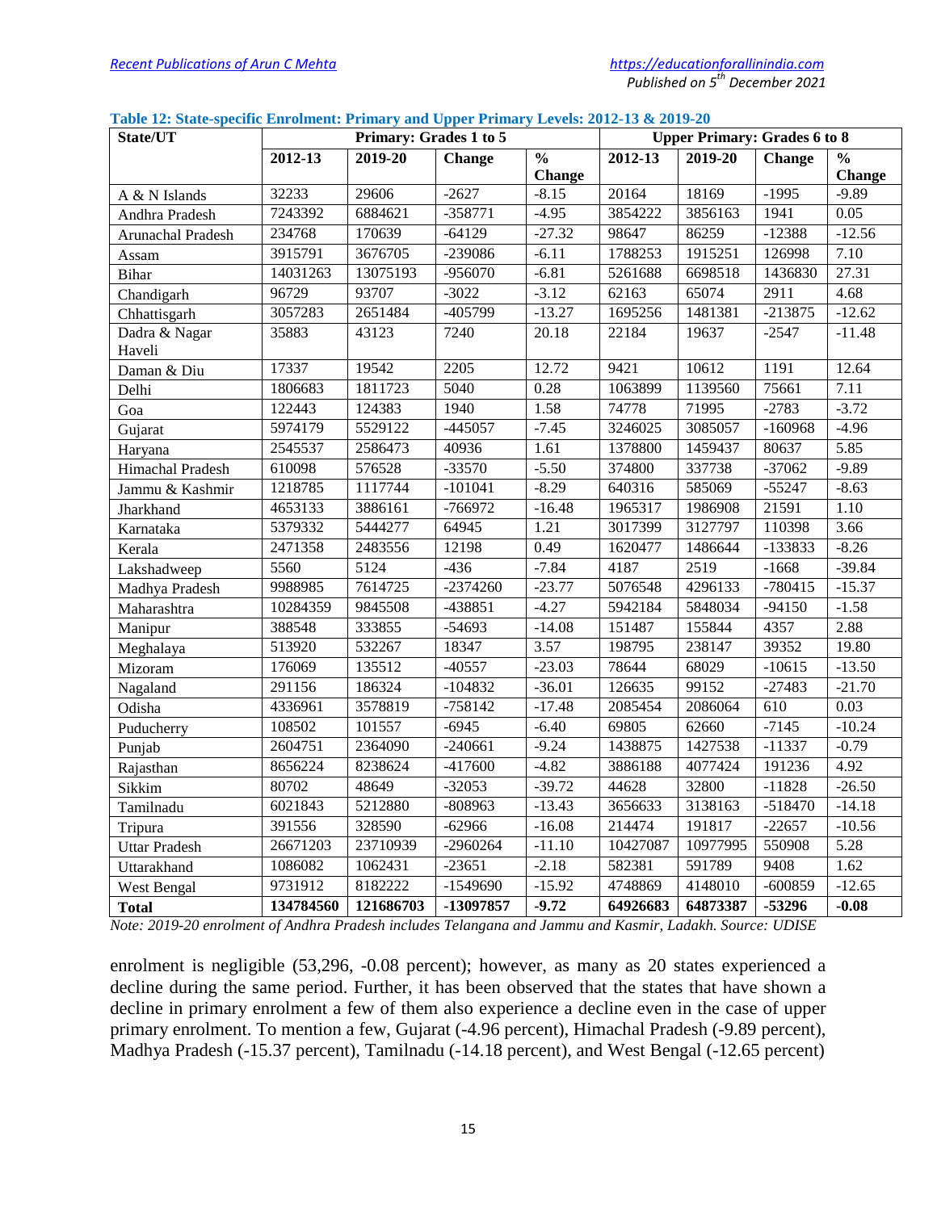**Table 12: State-specific Enrolment: Primary and Upper Primary Levels: 2012-13 & 2019-20**

| State/UT | Primary: Grades 1 to 5 | | | | Upper Primary: Grades 6 to 8 | | | |
|---|---|---|---|---|---|---|---|---|
| | 2012-13 | 2019-20 | Change | % Change | 2012-13 | 2019-20 | Change | % Change |
| A & N Islands | 32233 | 29606 | -2627 | -8.15 | 20164 | 18169 | -1995 | -9.89 |
| Andhra Pradesh | 7243392 | 6884621 | -358771 | -4.95 | 3854222 | 3856163 | 1941 | 0.05 |
| Arunachal Pradesh | 234768 | 170639 | -64129 | -27.32 | 98647 | 86259 | -12388 | -12.56 |
| Assam | 3915791 | 3676705 | -239086 | -6.11 | 1788253 | 1915251 | 126998 | 7.10 |
| Bihar | 14031263 | 13075193 | -956070 | -6.81 | 5261688 | 6698518 | 1436830 | 27.31 |
| Chandigarh | 96729 | 93707 | -3022 | -3.12 | 62163 | 65074 | 2911 | 4.68 |
| Chhattisgarh | 3057283 | 2651484 | -405799 | -13.27 | 1695256 | 1481381 | -213875 | -12.62 |
| Dadra & Nagar Haveli | 35883 | 43123 | 7240 | 20.18 | 22184 | 19637 | -2547 | -11.48 |
| Daman & Diu | 17337 | 19542 | 2205 | 12.72 | 9421 | 10612 | 1191 | 12.64 |
| Delhi | 1806683 | 1811723 | 5040 | 0.28 | 1063899 | 1139560 | 75661 | 7.11 |
| Goa | 122443 | 124383 | 1940 | 1.58 | 74778 | 71995 | -2783 | -3.72 |
| Gujarat | 5974179 | 5529122 | -445057 | -7.45 | 3246025 | 3085057 | -160968 | -4.96 |
| Haryana | 2545537 | 2586473 | 40936 | 1.61 | 1378800 | 1459437 | 80637 | 5.85 |
| Himachal Pradesh | 610098 | 576528 | -33570 | -5.50 | 374800 | 337738 | -37062 | -9.89 |
| Jammu & Kashmir | 1218785 | 1117744 | -101041 | -8.29 | 640316 | 585069 | -55247 | -8.63 |
| Jharkhand | 4653133 | 3886161 | -766972 | -16.48 | 1965317 | 1986908 | 21591 | 1.10 |
| Karnataka | 5379332 | 5444277 | 64945 | 1.21 | 3017399 | 3127797 | 110398 | 3.66 |
| Kerala | 2471358 | 2483556 | 12198 | 0.49 | 1620477 | 1486644 | -133833 | -8.26 |
| Lakshadweep | 5560 | 5124 | -436 | -7.84 | 4187 | 2519 | -1668 | -39.84 |
| Madhya Pradesh | 9988985 | 7614725 | -2374260 | -23.77 | 5076548 | 4296133 | -780415 | -15.37 |
| Maharashtra | 10284359 | 9845508 | -438851 | -4.27 | 5942184 | 5848034 | -94150 | -1.58 |
| Manipur | 388548 | 333855 | -54693 | -14.08 | 151487 | 155844 | 4357 | 2.88 |
| Meghalaya | 513920 | 532267 | 18347 | 3.57 | 198795 | 238147 | 39352 | 19.80 |
| Mizoram | 176069 | 135512 | -40557 | -23.03 | 78644 | 68029 | -10615 | -13.50 |
| Nagaland | 291156 | 186324 | -104832 | -36.01 | 126635 | 99152 | -27483 | -21.70 |
| Odisha | 4336961 | 3578819 | -758142 | -17.48 | 2085454 | 2086064 | 610 | 0.03 |
| Puducherry | 108502 | 101557 | -6945 | -6.40 | 69805 | 62660 | -7145 | -10.24 |
| Punjab | 2604751 | 2364090 | -240661 | -9.24 | 1438875 | 1427538 | -11337 | -0.79 |
| Rajasthan | 8656224 | 8238624 | -417600 | -4.82 | 3886188 | 4077424 | 191236 | 4.92 |
| Sikkim | 80702 | 48649 | -32053 | -39.72 | 44628 | 32800 | -11828 | -26.50 |
| Tamilnadu | 6021843 | 5212880 | -808963 | -13.43 | 3656633 | 3138163 | -518470 | -14.18 |
| Tripura | 391556 | 328590 | -62966 | -16.08 | 214474 | 191817 | -22657 | -10.56 |
| Uttar Pradesh | 26671203 | 23710939 | -2960264 | -11.10 | 10427087 | 10977995 | 550908 | 5.28 |
| Uttarakhand | 1086082 | 1062431 | -23651 | -2.18 | 582381 | 591789 | 9408 | 1.62 |
| West Bengal | 9731912 | 8182222 | -1549690 | -15.92 | 4748869 | 4148010 | -600859 | -12.65 |
| **Total** | **134784560** | **121686703** | **-13097857** | **-9.72** | **64926683** | **64873387** | **-53296** | **-0.08** |

*Note: 2019-20 enrolment of Andhra Pradesh includes Telangana and Jammu and Kasmir, Ladakh. Source: UDISE*

enrolment is negligible (53,296, -0.08 percent); however, as many as 20 states experienced a decline during the same period. Further, it has been observed that the states that have shown a decline in primary enrolment a few of them also experience a decline even in the case of upper primary enrolment. To mention a few, Gujarat (-4.96 percent), Himachal Pradesh (-9.89 percent), Madhya Pradesh (-15.37 percent), Tamilnadu (-14.18 percent), and West Bengal (-12.65 percent)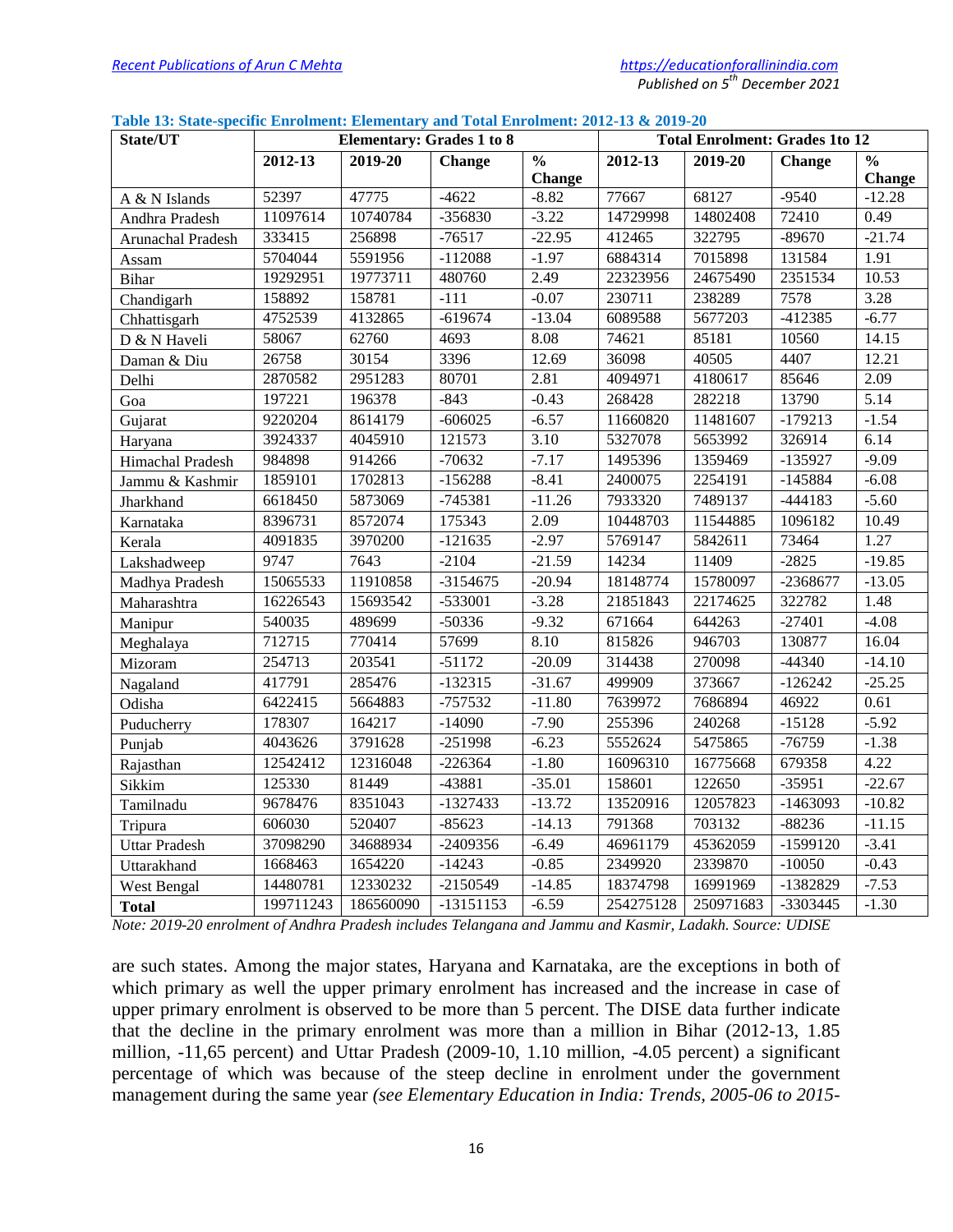**Table 13: State-specific Enrolment: Elementary and Total Enrolment: 2012-13 & 2019-20**

| State/UT | Elementary: Grades 1 to 8 | | | | Total Enrolment: Grades 1to 12 | | | |
|---|---|---|---|---|---|---|---|---|
| | 2012-13 | 2019-20 | Change | % Change | 2012-13 | 2019-20 | Change | % Change |
| A & N Islands | 52397 | 47775 | -4622 | -8.82 | 77667 | 68127 | -9540 | -12.28 |
| Andhra Pradesh | 11097614 | 10740784 | -356830 | -3.22 | 14729998 | 14802408 | 72410 | 0.49 |
| Arunachal Pradesh | 333415 | 256898 | -76517 | -22.95 | 412465 | 322795 | -89670 | -21.74 |
| Assam | 5704044 | 5591956 | -112088 | -1.97 | 6884314 | 7015898 | 131584 | 1.91 |
| Bihar | 19292951 | 19773711 | 480760 | 2.49 | 22323956 | 24675490 | 2351534 | 10.53 |
| Chandigarh | 158892 | 158781 | -111 | -0.07 | 230711 | 238289 | 7578 | 3.28 |
| Chhattisgarh | 4752539 | 4132865 | -619674 | -13.04 | 6089588 | 5677203 | -412385 | -6.77 |
| D & N Haveli | 58067 | 62760 | 4693 | 8.08 | 74621 | 85181 | 10560 | 14.15 |
| Daman & Diu | 26758 | 30154 | 3396 | 12.69 | 36098 | 40505 | 4407 | 12.21 |
| Delhi | 2870582 | 2951283 | 80701 | 2.81 | 4094971 | 4180617 | 85646 | 2.09 |
| Goa | 197221 | 196378 | -843 | -0.43 | 268428 | 282218 | 13790 | 5.14 |
| Gujarat | 9220204 | 8614179 | -606025 | -6.57 | 11660820 | 11481607 | -179213 | -1.54 |
| Haryana | 3924337 | 4045910 | 121573 | 3.10 | 5327078 | 5653992 | 326914 | 6.14 |
| Himachal Pradesh | 984898 | 914266 | -70632 | -7.17 | 1495396 | 1359469 | -135927 | -9.09 |
| Jammu & Kashmir | 1859101 | 1702813 | -156288 | -8.41 | 2400075 | 2254191 | -145884 | -6.08 |
| Jharkhand | 6618450 | 5873069 | -745381 | -11.26 | 7933320 | 7489137 | -444183 | -5.60 |
| Karnataka | 8396731 | 8572074 | 175343 | 2.09 | 10448703 | 11544885 | 1096182 | 10.49 |
| Kerala | 4091835 | 3970200 | -121635 | -2.97 | 5769147 | 5842611 | 73464 | 1.27 |
| Lakshadweep | 9747 | 7643 | -2104 | -21.59 | 14234 | 11409 | -2825 | -19.85 |
| Madhya Pradesh | 15065533 | 11910858 | -3154675 | -20.94 | 18148774 | 15780097 | -2368677 | -13.05 |
| Maharashtra | 16226543 | 15693542 | -533001 | -3.28 | 21851843 | 22174625 | 322782 | 1.48 |
| Manipur | 540035 | 489699 | -50336 | -9.32 | 671664 | 644263 | -27401 | -4.08 |
| Meghalaya | 712715 | 770414 | 57699 | 8.10 | 815826 | 946703 | 130877 | 16.04 |
| Mizoram | 254713 | 203541 | -51172 | -20.09 | 314438 | 270098 | -44340 | -14.10 |
| Nagaland | 417791 | 285476 | -132315 | -31.67 | 499909 | 373667 | -126242 | -25.25 |
| Odisha | 6422415 | 5664883 | -757532 | -11.80 | 7639972 | 7686894 | 46922 | 0.61 |
| Puducherry | 178307 | 164217 | -14090 | -7.90 | 255396 | 240268 | -15128 | -5.92 |
| Punjab | 4043626 | 3791628 | -251998 | -6.23 | 5552624 | 5475865 | -76759 | -1.38 |
| Rajasthan | 12542412 | 12316048 | -226364 | -1.80 | 16096310 | 16775668 | 679358 | 4.22 |
| Sikkim | 125330 | 81449 | -43881 | -35.01 | 158601 | 122650 | -35951 | -22.67 |
| Tamilnadu | 9678476 | 8351043 | -1327433 | -13.72 | 13520916 | 12057823 | -1463093 | -10.82 |
| Tripura | 606030 | 520407 | -85623 | -14.13 | 791368 | 703132 | -88236 | -11.15 |
| Uttar Pradesh | 37098290 | 34688934 | -2409356 | -6.49 | 46961179 | 45362059 | -1599120 | -3.41 |
| Uttarakhand | 1668463 | 1654220 | -14243 | -0.85 | 2349920 | 2339870 | -10050 | -0.43 |
| West Bengal | 14480781 | 12330232 | -2150549 | -14.85 | 18374798 | 16991969 | -1382829 | -7.53 |
| **Total** | 199711243 | 186560090 | -13151153 | -6.59 | 254275128 | 250971683 | -3303445 | -1.30 |

*Note: 2019-20 enrolment of Andhra Pradesh includes Telangana and Jammu and Kasmir, Ladakh. Source: UDISE*

are such states. Among the major states, Haryana and Karnataka, are the exceptions in both of which primary as well the upper primary enrolment has increased and the increase in case of upper primary enrolment is observed to be more than 5 percent. The DISE data further indicate that the decline in the primary enrolment was more than a million in Bihar (2012-13, 1.85 million, -11,65 percent) and Uttar Pradesh (2009-10, 1.10 million, -4.05 percent) a significant percentage of which was because of the steep decline in enrolment under the government management during the same year *(see Elementary Education in India: Trends, 2005-06 to 2015-*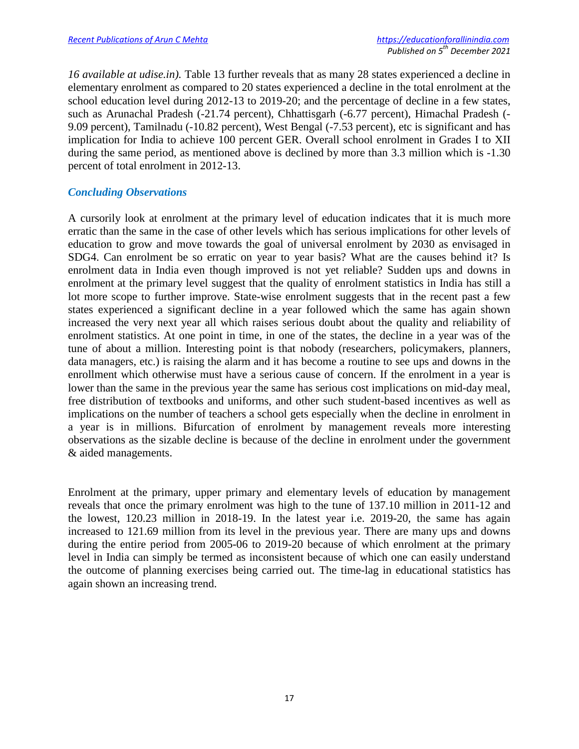*16 available at udise.in).* Table 13 further reveals that as many 28 states experienced a decline in elementary enrolment as compared to 20 states experienced a decline in the total enrolment at the school education level during 2012-13 to 2019-20; and the percentage of decline in a few states, such as Arunachal Pradesh (-21.74 percent), Chhattisgarh (-6.77 percent), Himachal Pradesh (-9.09 percent), Tamilnadu (-10.82 percent), West Bengal (-7.53 percent), etc is significant and has implication for India to achieve 100 percent GER. Overall school enrolment in Grades I to XII during the same period, as mentioned above is declined by more than 3.3 million which is -1.30 percent of total enrolment in 2012-13.

## *Concluding Observations*

A cursorily look at enrolment at the primary level of education indicates that it is much more erratic than the same in the case of other levels which has serious implications for other levels of education to grow and move towards the goal of universal enrolment by 2030 as envisaged in SDG4. Can enrolment be so erratic on year to year basis? What are the causes behind it? Is enrolment data in India even though improved is not yet reliable? Sudden ups and downs in enrolment at the primary level suggest that the quality of enrolment statistics in India has still a lot more scope to further improve. State-wise enrolment suggests that in the recent past a few states experienced a significant decline in a year followed which the same has again shown increased the very next year all which raises serious doubt about the quality and reliability of enrolment statistics. At one point in time, in one of the states, the decline in a year was of the tune of about a million. Interesting point is that nobody (researchers, policymakers, planners, data managers, etc.) is raising the alarm and it has become a routine to see ups and downs in the enrollment which otherwise must have a serious cause of concern. If the enrolment in a year is lower than the same in the previous year the same has serious cost implications on mid-day meal, free distribution of textbooks and uniforms, and other such student-based incentives as well as implications on the number of teachers a school gets especially when the decline in enrolment in a year is in millions. Bifurcation of enrolment by management reveals more interesting observations as the sizable decline is because of the decline in enrolment under the government & aided managements.

Enrolment at the primary, upper primary and elementary levels of education by management reveals that once the primary enrolment was high to the tune of 137.10 million in 2011-12 and the lowest, 120.23 million in 2018-19. In the latest year i.e. 2019-20, the same has again increased to 121.69 million from its level in the previous year. There are many ups and downs during the entire period from 2005-06 to 2019-20 because of which enrolment at the primary level in India can simply be termed as inconsistent because of which one can easily understand the outcome of planning exercises being carried out. The time-lag in educational statistics has again shown an increasing trend.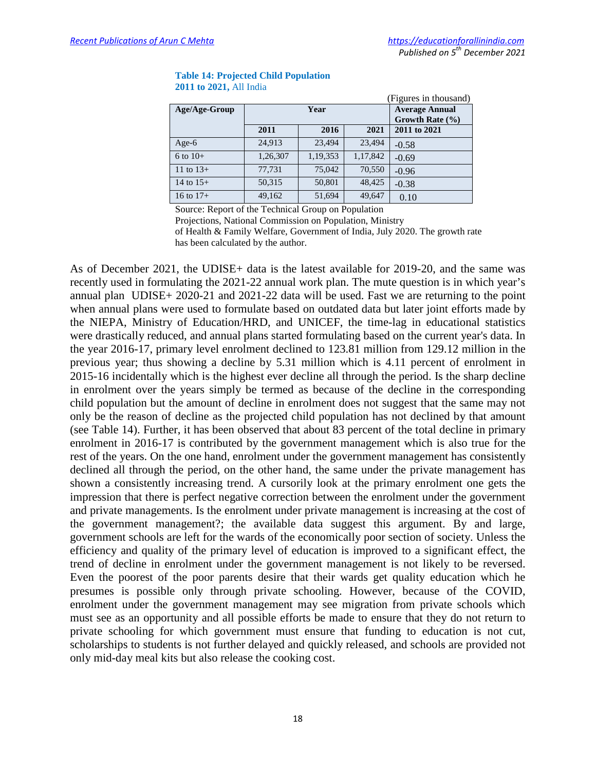**Table 14: Projected Child Population 2011 to 2021,** All India

(Figures in thousand)

| Age/Age-Group | Year | | | Average Annual Growth Rate (%) |
|---|---|---|---|---|
| | 2011 | 2016 | 2021 | 2011 to 2021 |
| Age-6 | 24,913 | 23,494 | 23,494 | -0.58 |
| 6 to 10+ | 1,26,307 | 1,19,353 | 1,17,842 | -0.69 |
| 11 to 13+ | 77,731 | 75,042 | 70,550 | -0.96 |
| 14 to 15+ | 50,315 | 50,801 | 48,425 | -0.38 |
| 16 to 17+ | 49,162 | 51,694 | 49,647 | 0.10 |

Source: Report of the Technical Group on Population Projections, National Commission on Population, Ministry of Health & Family Welfare, Government of India, July 2020. The growth rate has been calculated by the author.

As of December 2021, the UDISE+ data is the latest available for 2019-20, and the same was recently used in formulating the 2021-22 annual work plan. The mute question is in which year's annual plan UDISE+ 2020-21 and 2021-22 data will be used. Fast we are returning to the point when annual plans were used to formulate based on outdated data but later joint efforts made by the NIEPA, Ministry of Education/HRD, and UNICEF, the time-lag in educational statistics were drastically reduced, and annual plans started formulating based on the current year's data. In the year 2016-17, primary level enrolment declined to 123.81 million from 129.12 million in the previous year; thus showing a decline by 5.31 million which is 4.11 percent of enrolment in 2015-16 incidentally which is the highest ever decline all through the period. Is the sharp decline in enrolment over the years simply be termed as because of the decline in the corresponding child population but the amount of decline in enrolment does not suggest that the same may not only be the reason of decline as the projected child population has not declined by that amount (see Table 14). Further, it has been observed that about 83 percent of the total decline in primary enrolment in 2016-17 is contributed by the government management which is also true for the rest of the years. On the one hand, enrolment under the government management has consistently declined all through the period, on the other hand, the same under the private management has shown a consistently increasing trend. A cursorily look at the primary enrolment one gets the impression that there is perfect negative correction between the enrolment under the government and private managements. Is the enrolment under private management is increasing at the cost of the government management?; the available data suggest this argument. By and large, government schools are left for the wards of the economically poor section of society. Unless the efficiency and quality of the primary level of education is improved to a significant effect, the trend of decline in enrolment under the government management is not likely to be reversed. Even the poorest of the poor parents desire that their wards get quality education which he presumes is possible only through private schooling. However, because of the COVID, enrolment under the government management may see migration from private schools which must see as an opportunity and all possible efforts be made to ensure that they do not return to private schooling for which government must ensure that funding to education is not cut, scholarships to students is not further delayed and quickly released, and schools are provided not only mid-day meal kits but also release the cooking cost.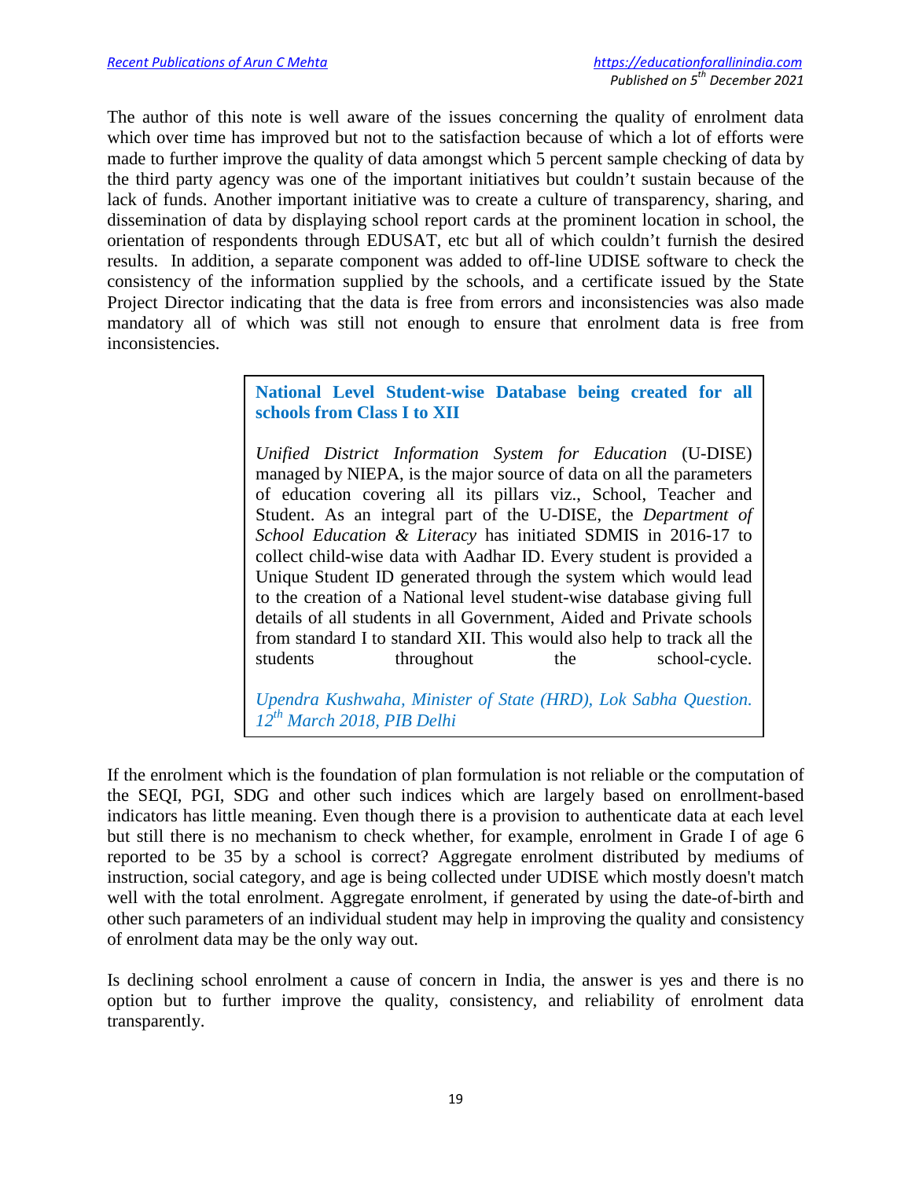The author of this note is well aware of the issues concerning the quality of enrolment data which over time has improved but not to the satisfaction because of which a lot of efforts were made to further improve the quality of data amongst which 5 percent sample checking of data by the third party agency was one of the important initiatives but couldn't sustain because of the lack of funds. Another important initiative was to create a culture of transparency, sharing, and dissemination of data by displaying school report cards at the prominent location in school, the orientation of respondents through EDUSAT, etc but all of which couldn't furnish the desired results. In addition, a separate component was added to off-line UDISE software to check the consistency of the information supplied by the schools, and a certificate issued by the State Project Director indicating that the data is free from errors and inconsistencies was also made mandatory all of which was still not enough to ensure that enrolment data is free from inconsistencies.

> **National Level Student-wise Database being created for all schools from Class I to XII**
>
> *Unified District Information System for Education* (U-DISE) managed by NIEPA, is the major source of data on all the parameters of education covering all its pillars viz., School, Teacher and Student. As an integral part of the U-DISE, the *Department of School Education & Literacy* has initiated SDMIS in 2016-17 to collect child-wise data with Aadhar ID. Every student is provided a Unique Student ID generated through the system which would lead to the creation of a National level student-wise database giving full details of all students in all Government, Aided and Private schools from standard I to standard XII. This would also help to track all the students throughout the school-cycle.
>
> *Upendra Kushwaha, Minister of State (HRD), Lok Sabha Question. 12th March 2018, PIB Delhi*

If the enrolment which is the foundation of plan formulation is not reliable or the computation of the SEQI, PGI, SDG and other such indices which are largely based on enrollment-based indicators has little meaning. Even though there is a provision to authenticate data at each level but still there is no mechanism to check whether, for example, enrolment in Grade I of age 6 reported to be 35 by a school is correct? Aggregate enrolment distributed by mediums of instruction, social category, and age is being collected under UDISE which mostly doesn't match well with the total enrolment. Aggregate enrolment, if generated by using the date-of-birth and other such parameters of an individual student may help in improving the quality and consistency of enrolment data may be the only way out.

Is declining school enrolment a cause of concern in India, the answer is yes and there is no option but to further improve the quality, consistency, and reliability of enrolment data transparently.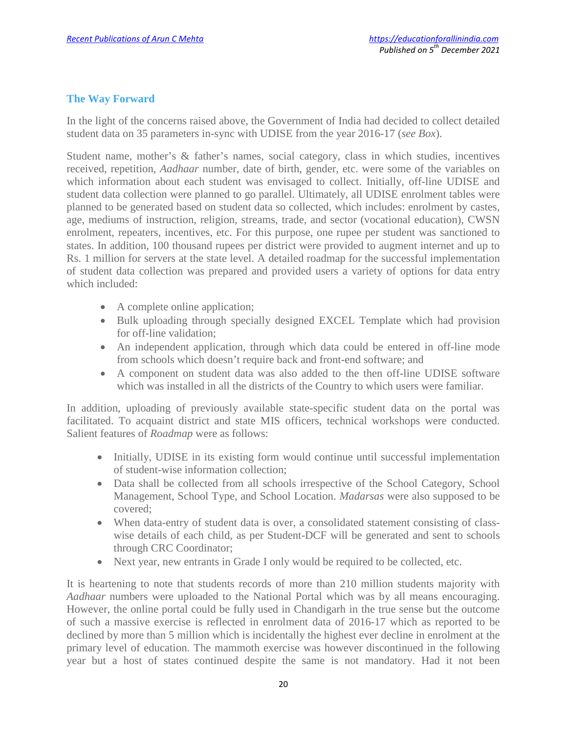## The Way Forward

In the light of the concerns raised above, the Government of India had decided to collect detailed student data on 35 parameters in-sync with UDISE from the year 2016-17 (*see Box*).

Student name, mother's & father's names, social category, class in which studies, incentives received, repetition, *Aadhaar* number, date of birth, gender, etc. were some of the variables on which information about each student was envisaged to collect. Initially, off-line UDISE and student data collection were planned to go parallel. Ultimately, all UDISE enrolment tables were planned to be generated based on student data so collected, which includes: enrolment by castes, age, mediums of instruction, religion, streams, trade, and sector (vocational education), CWSN enrolment, repeaters, incentives, etc. For this purpose, one rupee per student was sanctioned to states. In addition, 100 thousand rupees per district were provided to augment internet and up to Rs. 1 million for servers at the state level. A detailed roadmap for the successful implementation of student data collection was prepared and provided users a variety of options for data entry which included:

- A complete online application;
- Bulk uploading through specially designed EXCEL Template which had provision for off-line validation;
- An independent application, through which data could be entered in off-line mode from schools which doesn't require back and front-end software; and
- A component on student data was also added to the then off-line UDISE software which was installed in all the districts of the Country to which users were familiar.

In addition, uploading of previously available state-specific student data on the portal was facilitated. To acquaint district and state MIS officers, technical workshops were conducted. Salient features of *Roadmap* were as follows:

- Initially, UDISE in its existing form would continue until successful implementation of student-wise information collection;
- Data shall be collected from all schools irrespective of the School Category, School Management, School Type, and School Location. *Madarsas* were also supposed to be covered;
- When data-entry of student data is over, a consolidated statement consisting of class-wise details of each child, as per Student-DCF will be generated and sent to schools through CRC Coordinator;
- Next year, new entrants in Grade I only would be required to be collected, etc.

It is heartening to note that students records of more than 210 million students majority with *Aadhaar* numbers were uploaded to the National Portal which was by all means encouraging. However, the online portal could be fully used in Chandigarh in the true sense but the outcome of such a massive exercise is reflected in enrolment data of 2016-17 which as reported to be declined by more than 5 million which is incidentally the highest ever decline in enrolment at the primary level of education. The mammoth exercise was however discontinued in the following year but a host of states continued despite the same is not mandatory. Had it not been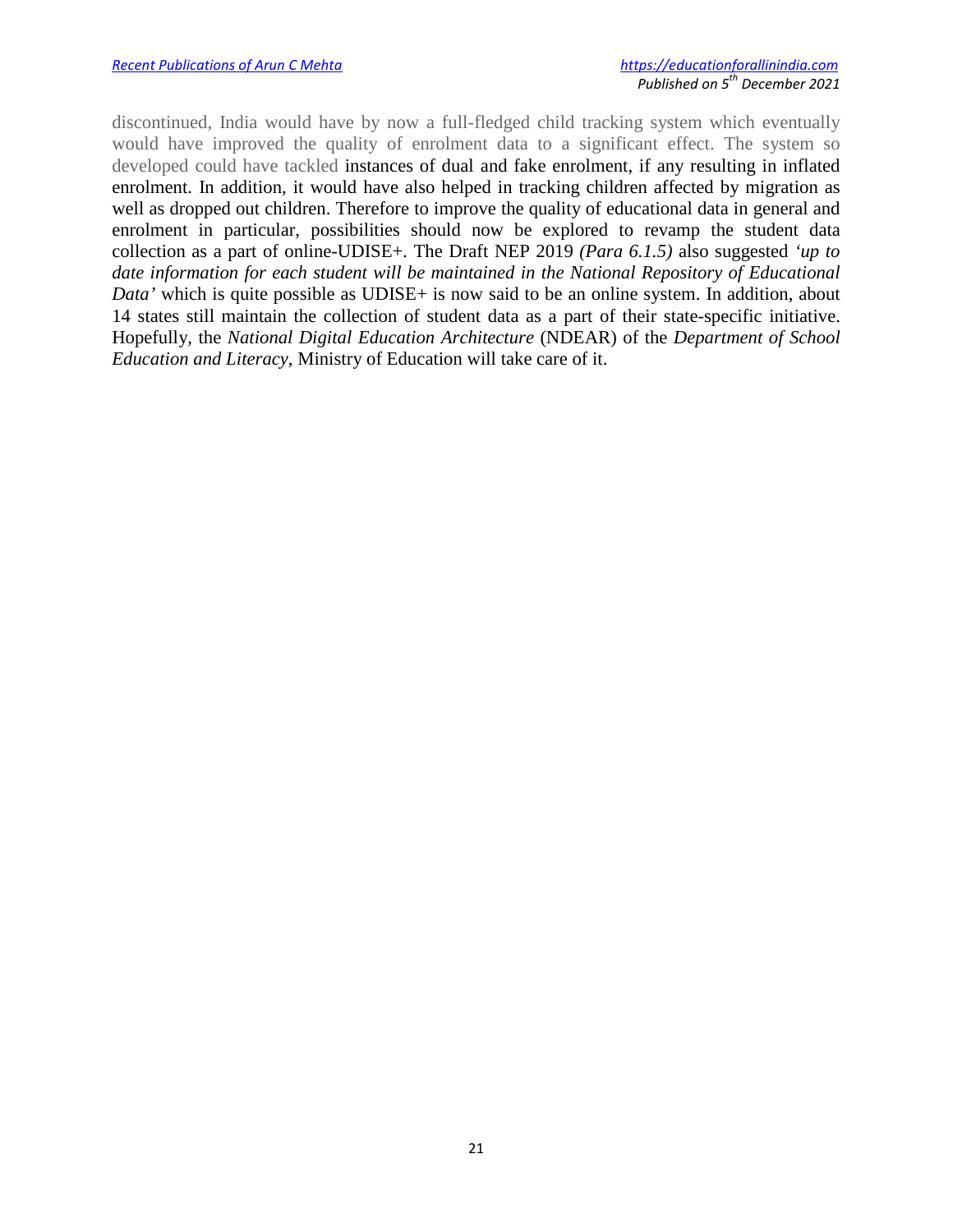discontinued, India would have by now a full-fledged child tracking system which eventually would have improved the quality of enrolment data to a significant effect. The system so developed could have tackled instances of dual and fake enrolment, if any resulting in inflated enrolment. In addition, it would have also helped in tracking children affected by migration as well as dropped out children. Therefore to improve the quality of educational data in general and enrolment in particular, possibilities should now be explored to revamp the student data collection as a part of online-UDISE+. The Draft NEP 2019 *(Para 6.1.5)* also suggested *'up to date information for each student will be maintained in the National Repository of Educational Data'* which is quite possible as UDISE+ is now said to be an online system. In addition, about 14 states still maintain the collection of student data as a part of their state-specific initiative. Hopefully, the *National Digital Education Architecture* (NDEAR) of the *Department of School Education and Literacy*, Ministry of Education will take care of it.